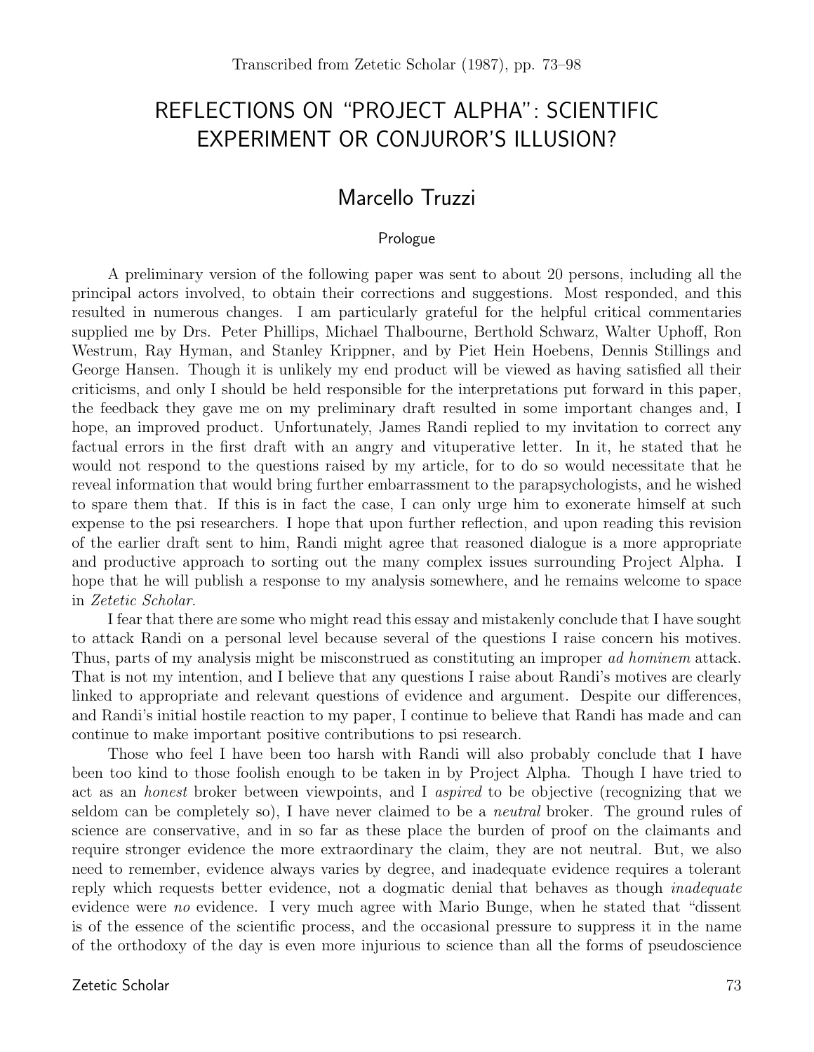Transcribed from Zetetic Scholar (1987), pp. 73–98

# REFLECTIONS ON "PROJECT ALPHA": SCIENTIFIC EXPERIMENT OR CONJUROR'S ILLUSION?

## Marcello Truzzi

### Prologue

A preliminary version of the following paper was sent to about 20 persons, including all the principal actors involved, to obtain their corrections and suggestions. Most responded, and this resulted in numerous changes. I am particularly grateful for the helpful critical commentaries supplied me by Drs. Peter Phillips, Michael Thalbourne, Berthold Schwarz, Walter Uphoff, Ron Westrum, Ray Hyman, and Stanley Krippner, and by Piet Hein Hoebens, Dennis Stillings and George Hansen. Though it is unlikely my end product will be viewed as having satisfied all their criticisms, and only I should be held responsible for the interpretations put forward in this paper, the feedback they gave me on my preliminary draft resulted in some important changes and, I hope, an improved product. Unfortunately, James Randi replied to my invitation to correct any factual errors in the first draft with an angry and vituperative letter. In it, he stated that he would not respond to the questions raised by my article, for to do so would necessitate that he reveal information that would bring further embarrassment to the parapsychologists, and he wished to spare them that. If this is in fact the case, I can only urge him to exonerate himself at such expense to the psi researchers. I hope that upon further reflection, and upon reading this revision of the earlier draft sent to him, Randi might agree that reasoned dialogue is a more appropriate and productive approach to sorting out the many complex issues surrounding Project Alpha. I hope that he will publish a response to my analysis somewhere, and he remains welcome to space in *Zetetic Scholar*.

I fear that there are some who might read this essay and mistakenly conclude that I have sought to attack Randi on a personal level because several of the questions I raise concern his motives. Thus, parts of my analysis might be misconstrued as constituting an improper *ad hominem* attack. That is not my intention, and I believe that any questions I raise about Randi's motives are clearly linked to appropriate and relevant questions of evidence and argument. Despite our differences, and Randi's initial hostile reaction to my paper, I continue to believe that Randi has made and can continue to make important positive contributions to psi research.

Those who feel I have been too harsh with Randi will also probably conclude that I have been too kind to those foolish enough to be taken in by Project Alpha. Though I have tried to act as an *honest* broker between viewpoints, and I *aspired* to be objective (recognizing that we seldom can be completely so), I have never claimed to be a *neutral* broker. The ground rules of science are conservative, and in so far as these place the burden of proof on the claimants and require stronger evidence the more extraordinary the claim, they are not neutral. But, we also need to remember, evidence always varies by degree, and inadequate evidence requires a tolerant reply which requests better evidence, not a dogmatic denial that behaves as though *inadequate* evidence were *no* evidence. I very much agree with Mario Bunge, when he stated that "dissent is of the essence of the scientific process, and the occasional pressure to suppress it in the name of the orthodoxy of the day is even more injurious to science than all the forms of pseudoscience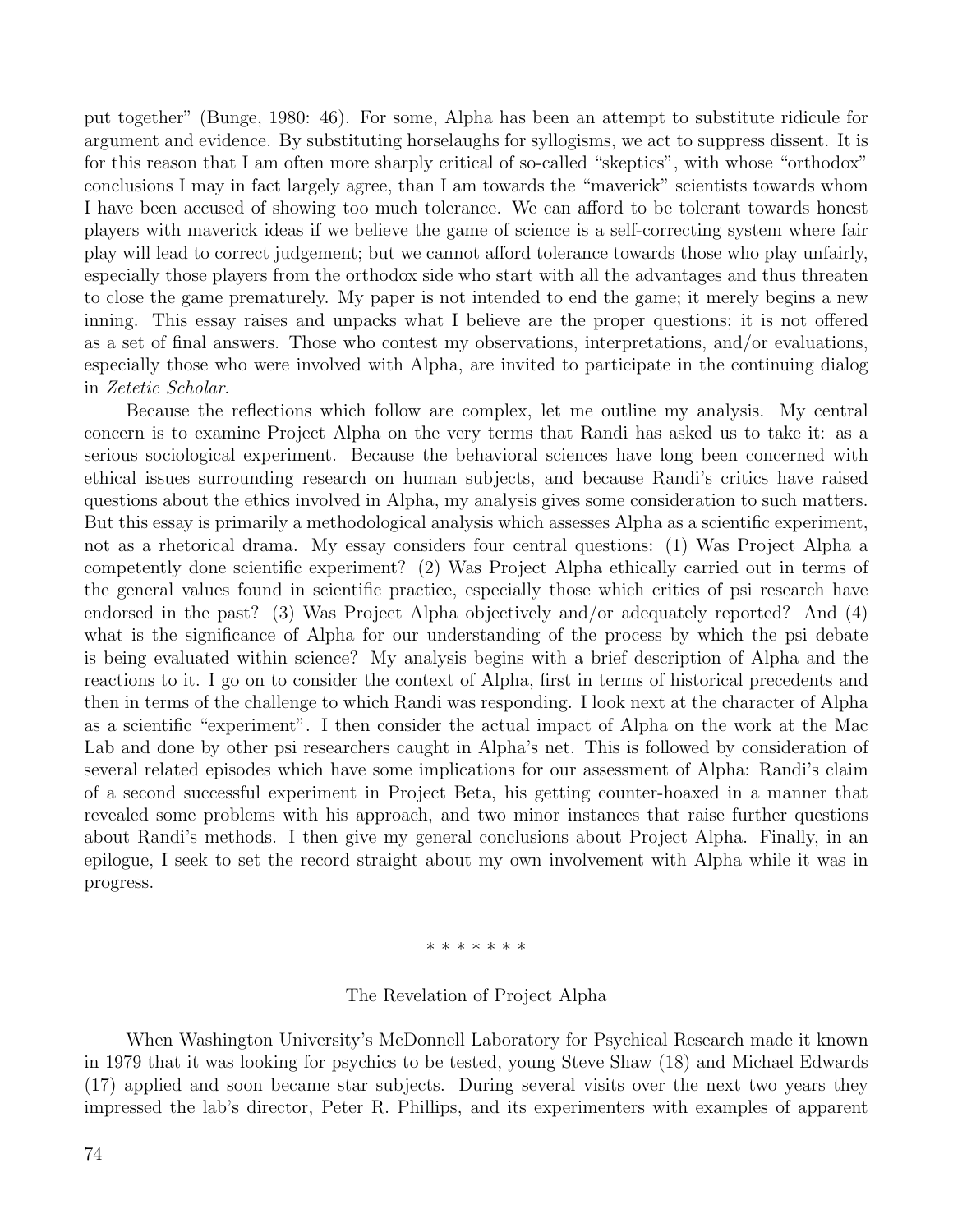put together" (Bunge, 1980: 46). For some, Alpha has been an attempt to substitute ridicule for argument and evidence. By substituting horselaughs for syllogisms, we act to suppress dissent. It is for this reason that I am often more sharply critical of so-called "skeptics", with whose "orthodox" conclusions I may in fact largely agree, than I am towards the "maverick" scientists towards whom I have been accused of showing too much tolerance. We can afford to be tolerant towards honest players with maverick ideas if we believe the game of science is a self-correcting system where fair play will lead to correct judgement; but we cannot afford tolerance towards those who play unfairly, especially those players from the orthodox side who start with all the advantages and thus threaten to close the game prematurely. My paper is not intended to end the game; it merely begins a new inning. This essay raises and unpacks what I believe are the proper questions; it is not offered as a set of final answers. Those who contest my observations, interpretations, and/or evaluations, especially those who were involved with Alpha, are invited to participate in the continuing dialog in *Zetetic Scholar*.

Because the reflections which follow are complex, let me outline my analysis. My central concern is to examine Project Alpha on the very terms that Randi has asked us to take it: as a serious sociological experiment. Because the behavioral sciences have long been concerned with ethical issues surrounding research on human subjects, and because Randi's critics have raised questions about the ethics involved in Alpha, my analysis gives some consideration to such matters. But this essay is primarily a methodological analysis which assesses Alpha as a scientific experiment, not as a rhetorical drama. My essay considers four central questions: (1) Was Project Alpha a competently done scientific experiment? (2) Was Project Alpha ethically carried out in terms of the general values found in scientific practice, especially those which critics of psi research have endorsed in the past? (3) Was Project Alpha objectively and/or adequately reported? And (4) what is the significance of Alpha for our understanding of the process by which the psi debate is being evaluated within science? My analysis begins with a brief description of Alpha and the reactions to it. I go on to consider the context of Alpha, first in terms of historical precedents and then in terms of the challenge to which Randi was responding. I look next at the character of Alpha as a scientific "experiment". I then consider the actual impact of Alpha on the work at the Mac Lab and done by other psi researchers caught in Alpha's net. This is followed by consideration of several related episodes which have some implications for our assessment of Alpha: Randi's claim of a second successful experiment in Project Beta, his getting counter-hoaxed in a manner that revealed some problems with his approach, and two minor instances that raise further questions about Randi's methods. I then give my general conclusions about Project Alpha. Finally, in an epilogue, I seek to set the record straight about my own involvement with Alpha while it was in progress.

\* \* \* \* \* \* \*

## The Revelation of Project Alpha

When Washington University's McDonnell Laboratory for Psychical Research made it known in 1979 that it was looking for psychics to be tested, young Steve Shaw (18) and Michael Edwards (17) applied and soon became star subjects. During several visits over the next two years they impressed the lab's director, Peter R. Phillips, and its experimenters with examples of apparent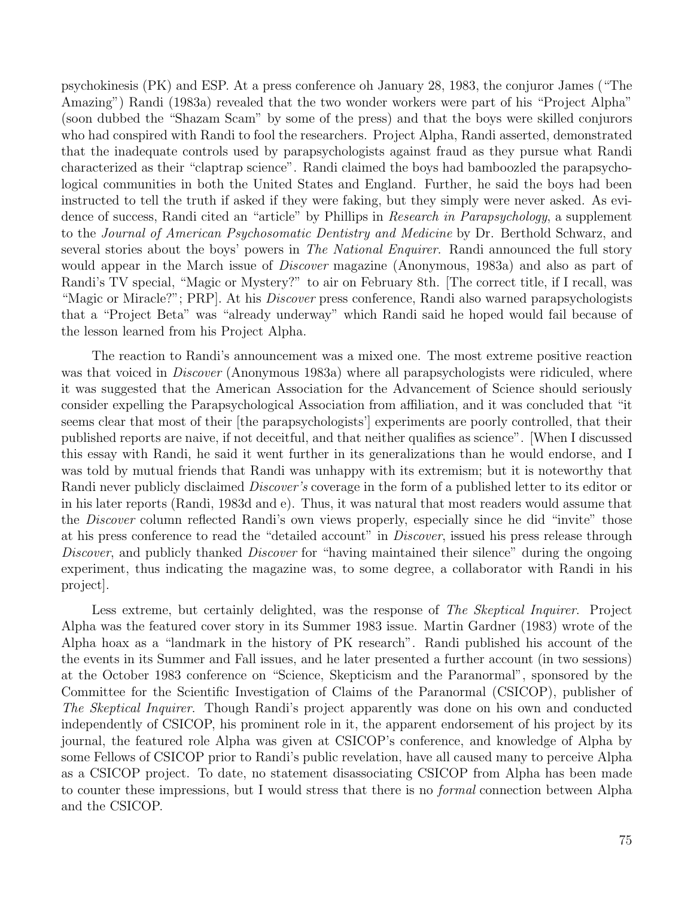psychokinesis (PK) and ESP. At a press conference oh January 28, 1983, the conjuror James ("The Amazing") Randi (1983a) revealed that the two wonder workers were part of his "Project Alpha" (soon dubbed the "Shazam Scam" by some of the press) and that the boys were skilled conjurors who had conspired with Randi to fool the researchers. Project Alpha, Randi asserted, demonstrated that the inadequate controls used by parapsychologists against fraud as they pursue what Randi characterized as their "claptrap science". Randi claimed the boys had bamboozled the parapsychological communities in both the United States and England. Further, he said the boys had been instructed to tell the truth if asked if they were faking, but they simply were never asked. As evidence of success, Randi cited an "article" by Phillips in *Research in Parapsychology*, a supplement to the *Journal of American Psychosomatic Dentistry and Medicine* by Dr. Berthold Schwarz, and several stories about the boys' powers in *The National Enquirer*. Randi announced the full story would appear in the March issue of *Discover* magazine (Anonymous, 1983a) and also as part of Randi's TV special, "Magic or Mystery?" to air on February 8th. [The correct title, if I recall, was "Magic or Miracle?"; PRP]. At his *Discover* press conference, Randi also warned parapsychologists that a "Project Beta" was "already underway" which Randi said he hoped would fail because of the lesson learned from his Project Alpha.

The reaction to Randi's announcement was a mixed one. The most extreme positive reaction was that voiced in *Discover* (Anonymous 1983a) where all parapsychologists were ridiculed, where it was suggested that the American Association for the Advancement of Science should seriously consider expelling the Parapsychological Association from affiliation, and it was concluded that "it seems clear that most of their [the parapsychologists'] experiments are poorly controlled, that their published reports are naive, if not deceitful, and that neither qualifies as science". [When I discussed this essay with Randi, he said it went further in its generalizations than he would endorse, and I was told by mutual friends that Randi was unhappy with its extremism; but it is noteworthy that Randi never publicly disclaimed *Discover's* coverage in the form of a published letter to its editor or in his later reports (Randi, 1983d and e). Thus, it was natural that most readers would assume that the *Discover* column reflected Randi's own views properly, especially since he did "invite" those at his press conference to read the "detailed account" in *Discover*, issued his press release through *Discover*, and publicly thanked *Discover* for "having maintained their silence" during the ongoing experiment, thus indicating the magazine was, to some degree, a collaborator with Randi in his project].

Less extreme, but certainly delighted, was the response of *The Skeptical Inquirer*. Project Alpha was the featured cover story in its Summer 1983 issue. Martin Gardner (1983) wrote of the Alpha hoax as a "landmark in the history of PK research". Randi published his account of the the events in its Summer and Fall issues, and he later presented a further account (in two sessions) at the October 1983 conference on "Science, Skepticism and the Paranormal", sponsored by the Committee for the Scientific Investigation of Claims of the Paranormal (CSICOP), publisher of *The Skeptical Inquirer*. Though Randi's project apparently was done on his own and conducted independently of CSICOP, his prominent role in it, the apparent endorsement of his project by its journal, the featured role Alpha was given at CSICOP's conference, and knowledge of Alpha by some Fellows of CSICOP prior to Randi's public revelation, have all caused many to perceive Alpha as a CSICOP project. To date, no statement disassociating CSICOP from Alpha has been made to counter these impressions, but I would stress that there is no *formal* connection between Alpha and the CSICOP.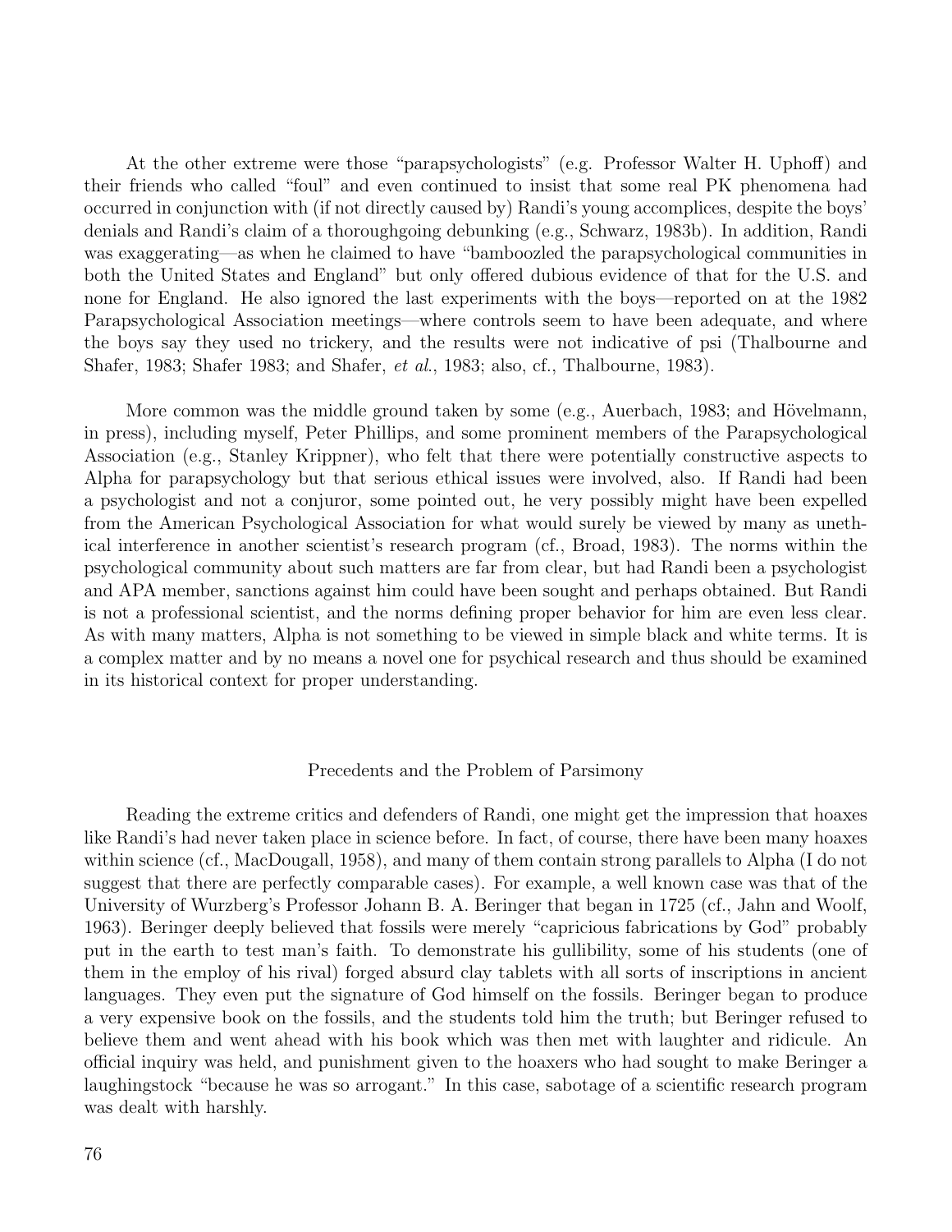At the other extreme were those "parapsychologists" (e.g. Professor Walter H. Uphoff) and their friends who called "foul" and even continued to insist that some real PK phenomena had occurred in conjunction with (if not directly caused by) Randi's young accomplices, despite the boys' denials and Randi's claim of a thoroughgoing debunking (e.g., Schwarz, 1983b). In addition, Randi was exaggerating—as when he claimed to have "bamboozled the parapsychological communities in both the United States and England" but only offered dubious evidence of that for the U.S. and none for England. He also ignored the last experiments with the boys—reported on at the 1982 Parapsychological Association meetings—where controls seem to have been adequate, and where the boys say they used no trickery, and the results were not indicative of psi (Thalbourne and Shafer, 1983; Shafer 1983; and Shafer, *et al.*, 1983; also, cf., Thalbourne, 1983).

More common was the middle ground taken by some (e.g., Auerbach, 1983; and Hövelmann, in press), including myself, Peter Phillips, and some prominent members of the Parapsychological Association (e.g., Stanley Krippner), who felt that there were potentially constructive aspects to Alpha for parapsychology but that serious ethical issues were involved, also. If Randi had been a psychologist and not a conjuror, some pointed out, he very possibly might have been expelled from the American Psychological Association for what would surely be viewed by many as unethical interference in another scientist's research program (cf., Broad, 1983). The norms within the psychological community about such matters are far from clear, but had Randi been a psychologist and APA member, sanctions against him could have been sought and perhaps obtained. But Randi is not a professional scientist, and the norms defining proper behavior for him are even less clear. As with many matters, Alpha is not something to be viewed in simple black and white terms. It is a complex matter and by no means a novel one for psychical research and thus should be examined in its historical context for proper understanding.

## Precedents and the Problem of Parsimony

Reading the extreme critics and defenders of Randi, one might get the impression that hoaxes like Randi's had never taken place in science before. In fact, of course, there have been many hoaxes within science (cf., MacDougall, 1958), and many of them contain strong parallels to Alpha (I do not suggest that there are perfectly comparable cases). For example, a well known case was that of the University of Wurzberg's Professor Johann B. A. Beringer that began in 1725 (cf., Jahn and Woolf, 1963). Beringer deeply believed that fossils were merely "capricious fabrications by God" probably put in the earth to test man's faith. To demonstrate his gullibility, some of his students (one of them in the employ of his rival) forged absurd clay tablets with all sorts of inscriptions in ancient languages. They even put the signature of God himself on the fossils. Beringer began to produce a very expensive book on the fossils, and the students told him the truth; but Beringer refused to believe them and went ahead with his book which was then met with laughter and ridicule. An official inquiry was held, and punishment given to the hoaxers who had sought to make Beringer a laughingstock "because he was so arrogant." In this case, sabotage of a scientific research program was dealt with harshly.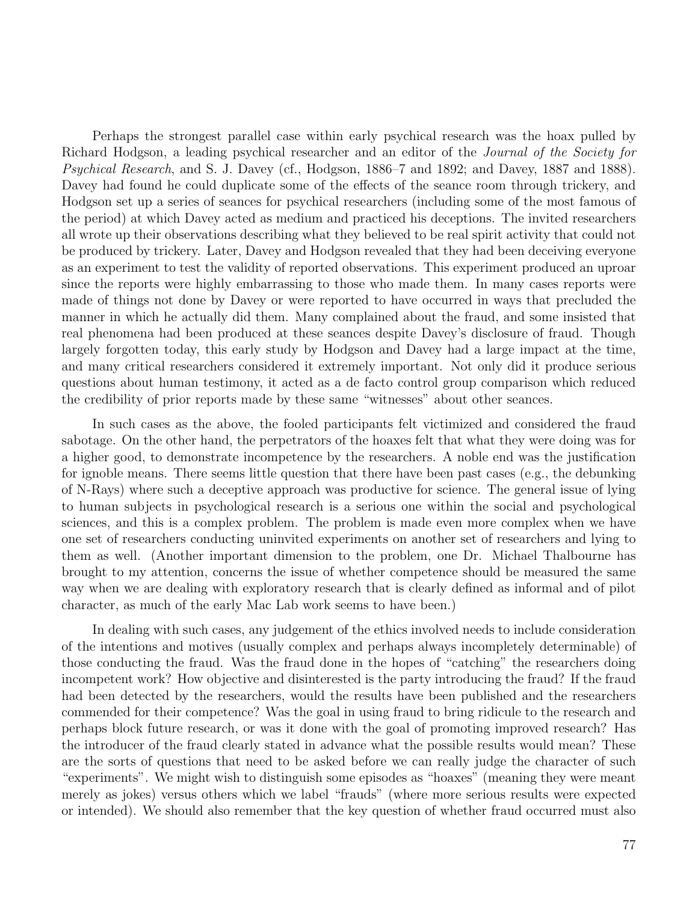Perhaps the strongest parallel case within early psychical research was the hoax pulled by Richard Hodgson, a leading psychical researcher and an editor of the *Journal of the Society for Psychical Research*, and S. J. Davey (cf., Hodgson, 1886–7 and 1892; and Davey, 1887 and 1888). Davey had found he could duplicate some of the effects of the seance room through trickery, and Hodgson set up a series of seances for psychical researchers (including some of the most famous of the period) at which Davey acted as medium and practiced his deceptions. The invited researchers all wrote up their observations describing what they believed to be real spirit activity that could not be produced by trickery. Later, Davey and Hodgson revealed that they had been deceiving everyone as an experiment to test the validity of reported observations. This experiment produced an uproar since the reports were highly embarrassing to those who made them. In many cases reports were made of things not done by Davey or were reported to have occurred in ways that precluded the manner in which he actually did them. Many complained about the fraud, and some insisted that real phenomena had been produced at these seances despite Davey's disclosure of fraud. Though largely forgotten today, this early study by Hodgson and Davey had a large impact at the time, and many critical researchers considered it extremely important. Not only did it produce serious questions about human testimony, it acted as a de facto control group comparison which reduced the credibility of prior reports made by these same "witnesses" about other seances.

In such cases as the above, the fooled participants felt victimized and considered the fraud sabotage. On the other hand, the perpetrators of the hoaxes felt that what they were doing was for a higher good, to demonstrate incompetence by the researchers. A noble end was the justification for ignoble means. There seems little question that there have been past cases (e.g., the debunking of N-Rays) where such a deceptive approach was productive for science. The general issue of lying to human subjects in psychological research is a serious one within the social and psychological sciences, and this is a complex problem. The problem is made even more complex when we have one set of researchers conducting uninvited experiments on another set of researchers and lying to them as well. (Another important dimension to the problem, one Dr. Michael Thalbourne has brought to my attention, concerns the issue of whether competence should be measured the same way when we are dealing with exploratory research that is clearly defined as informal and of pilot character, as much of the early Mac Lab work seems to have been.)

In dealing with such cases, any judgement of the ethics involved needs to include consideration of the intentions and motives (usually complex and perhaps always incompletely determinable) of those conducting the fraud. Was the fraud done in the hopes of "catching" the researchers doing incompetent work? How objective and disinterested is the party introducing the fraud? If the fraud had been detected by the researchers, would the results have been published and the researchers commended for their competence? Was the goal in using fraud to bring ridicule to the research and perhaps block future research, or was it done with the goal of promoting improved research? Has the introducer of the fraud clearly stated in advance what the possible results would mean? These are the sorts of questions that need to be asked before we can really judge the character of such "experiments". We might wish to distinguish some episodes as "hoaxes" (meaning they were meant merely as jokes) versus others which we label "frauds" (where more serious results were expected or intended). We should also remember that the key question of whether fraud occurred must also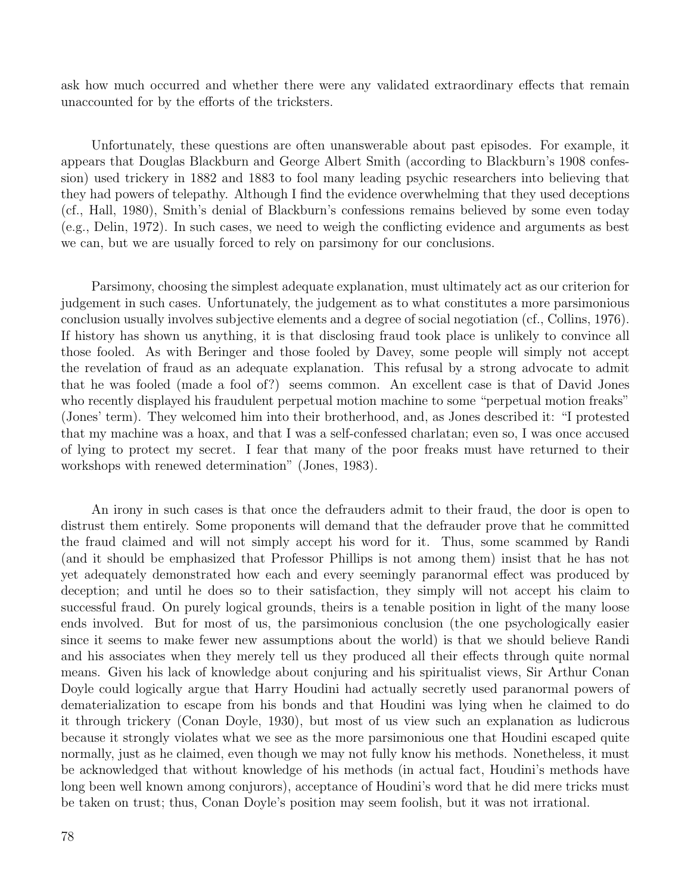ask how much occurred and whether there were any validated extraordinary effects that remain unaccounted for by the efforts of the tricksters.

Unfortunately, these questions are often unanswerable about past episodes. For example, it appears that Douglas Blackburn and George Albert Smith (according to Blackburn's 1908 confession) used trickery in 1882 and 1883 to fool many leading psychic researchers into believing that they had powers of telepathy. Although I find the evidence overwhelming that they used deceptions (cf., Hall, 1980), Smith's denial of Blackburn's confessions remains believed by some even today (e.g., Delin, 1972). In such cases, we need to weigh the conflicting evidence and arguments as best we can, but we are usually forced to rely on parsimony for our conclusions.

Parsimony, choosing the simplest adequate explanation, must ultimately act as our criterion for judgement in such cases. Unfortunately, the judgement as to what constitutes a more parsimonious conclusion usually involves subjective elements and a degree of social negotiation (cf., Collins, 1976). If history has shown us anything, it is that disclosing fraud took place is unlikely to convince all those fooled. As with Beringer and those fooled by Davey, some people will simply not accept the revelation of fraud as an adequate explanation. This refusal by a strong advocate to admit that he was fooled (made a fool of?) seems common. An excellent case is that of David Jones who recently displayed his fraudulent perpetual motion machine to some "perpetual motion freaks" (Jones' term). They welcomed him into their brotherhood, and, as Jones described it: "I protested that my machine was a hoax, and that I was a self-confessed charlatan; even so, I was once accused of lying to protect my secret. I fear that many of the poor freaks must have returned to their workshops with renewed determination" (Jones, 1983).

An irony in such cases is that once the defrauders admit to their fraud, the door is open to distrust them entirely. Some proponents will demand that the defrauder prove that he committed the fraud claimed and will not simply accept his word for it. Thus, some scammed by Randi (and it should be emphasized that Professor Phillips is not among them) insist that he has not yet adequately demonstrated how each and every seemingly paranormal effect was produced by deception; and until he does so to their satisfaction, they simply will not accept his claim to successful fraud. On purely logical grounds, theirs is a tenable position in light of the many loose ends involved. But for most of us, the parsimonious conclusion (the one psychologically easier since it seems to make fewer new assumptions about the world) is that we should believe Randi and his associates when they merely tell us they produced all their effects through quite normal means. Given his lack of knowledge about conjuring and his spiritualist views, Sir Arthur Conan Doyle could logically argue that Harry Houdini had actually secretly used paranormal powers of dematerialization to escape from his bonds and that Houdini was lying when he claimed to do it through trickery (Conan Doyle, 1930), but most of us view such an explanation as ludicrous because it strongly violates what we see as the more parsimonious one that Houdini escaped quite normally, just as he claimed, even though we may not fully know his methods. Nonetheless, it must be acknowledged that without knowledge of his methods (in actual fact, Houdini's methods have long been well known among conjurors), acceptance of Houdini's word that he did mere tricks must be taken on trust; thus, Conan Doyle's position may seem foolish, but it was not irrational.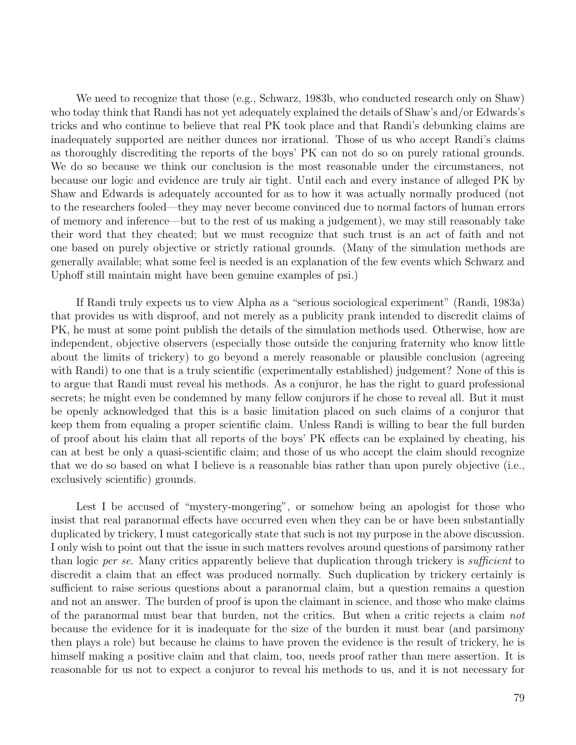We need to recognize that those (e.g., Schwarz, 1983b, who conducted research only on Shaw) who today think that Randi has not yet adequately explained the details of Shaw's and/or Edwards's tricks and who continue to believe that real PK took place and that Randi's debunking claims are inadequately supported are neither dunces nor irrational. Those of us who accept Randi's claims as thoroughly discrediting the reports of the boys' PK can not do so on purely rational grounds. We do so because we think our conclusion is the most reasonable under the circumstances, not because our logic and evidence are truly air tight. Until each and every instance of alleged PK by Shaw and Edwards is adequately accounted for as to how it was actually normally produced (not to the researchers fooled—they may never become convinced due to normal factors of human errors of memory and inference—but to the rest of us making a judgement), we may still reasonably take their word that they cheated; but we must recognize that such trust is an act of faith and not one based on purely objective or strictly rational grounds. (Many of the simulation methods are generally available; what some feel is needed is an explanation of the few events which Schwarz and Uphoff still maintain might have been genuine examples of psi.)

If Randi truly expects us to view Alpha as a "serious sociological experiment" (Randi, 1983a) that provides us with disproof, and not merely as a publicity prank intended to discredit claims of PK, he must at some point publish the details of the simulation methods used. Otherwise, how are independent, objective observers (especially those outside the conjuring fraternity who know little about the limits of trickery) to go beyond a merely reasonable or plausible conclusion (agreeing with Randi) to one that is a truly scientific (experimentally established) judgement? None of this is to argue that Randi must reveal his methods. As a conjuror, he has the right to guard professional secrets; he might even be condemned by many fellow conjurors if he chose to reveal all. But it must be openly acknowledged that this is a basic limitation placed on such claims of a conjuror that keep them from equaling a proper scientific claim. Unless Randi is willing to bear the full burden of proof about his claim that all reports of the boys' PK effects can be explained by cheating, his can at best be only a quasi-scientific claim; and those of us who accept the claim should recognize that we do so based on what I believe is a reasonable bias rather than upon purely objective (i.e., exclusively scientific) grounds.

Lest I be accused of "mystery-mongering", or somehow being an apologist for those who insist that real paranormal effects have occurred even when they can be or have been substantially duplicated by trickery, I must categorically state that such is not my purpose in the above discussion. I only wish to point out that the issue in such matters revolves around questions of parsimony rather than logic *per se*. Many critics apparently believe that duplication through trickery is *sufficient* to discredit a claim that an effect was produced normally. Such duplication by trickery certainly is sufficient to raise serious questions about a paranormal claim, but a question remains a question and not an answer. The burden of proof is upon the claimant in science, and those who make claims of the paranormal must bear that burden, not the critics. But when a critic rejects a claim *not* because the evidence for it is inadequate for the size of the burden it must bear (and parsimony then plays a role) but because he claims to have proven the evidence is the result of trickery, he is himself making a positive claim and that claim, too, needs proof rather than mere assertion. It is reasonable for us not to expect a conjuror to reveal his methods to us, and it is not necessary for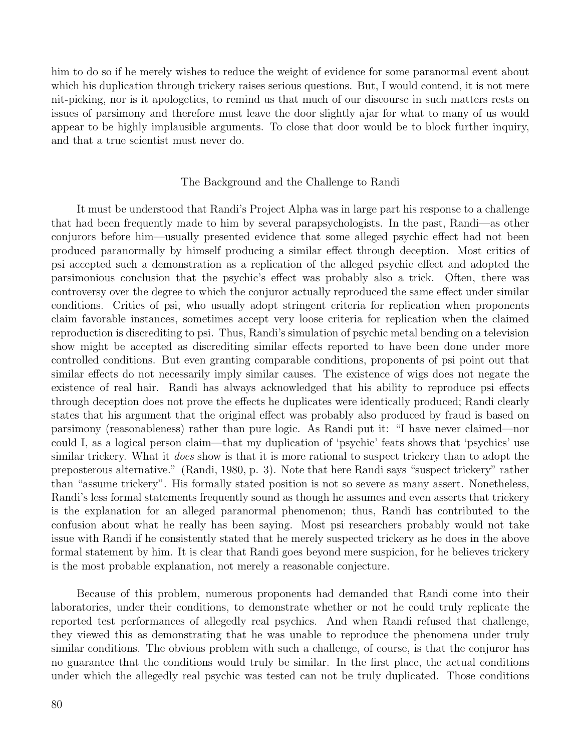him to do so if he merely wishes to reduce the weight of evidence for some paranormal event about which his duplication through trickery raises serious questions. But, I would contend, it is not mere nit-picking, nor is it apologetics, to remind us that much of our discourse in such matters rests on issues of parsimony and therefore must leave the door slightly ajar for what to many of us would appear to be highly implausible arguments. To close that door would be to block further inquiry, and that a true scientist must never do.

## The Background and the Challenge to Randi

It must be understood that Randi's Project Alpha was in large part his response to a challenge that had been frequently made to him by several parapsychologists. In the past, Randi—as other conjurors before him—usually presented evidence that some alleged psychic effect had not been produced paranormally by himself producing a similar effect through deception. Most critics of psi accepted such a demonstration as a replication of the alleged psychic effect and adopted the parsimonious conclusion that the psychic's effect was probably also a trick. Often, there was controversy over the degree to which the conjuror actually reproduced the same effect under similar conditions. Critics of psi, who usually adopt stringent criteria for replication when proponents claim favorable instances, sometimes accept very loose criteria for replication when the claimed reproduction is discrediting to psi. Thus, Randi's simulation of psychic metal bending on a television show might be accepted as discrediting similar effects reported to have been done under more controlled conditions. But even granting comparable conditions, proponents of psi point out that similar effects do not necessarily imply similar causes. The existence of wigs does not negate the existence of real hair. Randi has always acknowledged that his ability to reproduce psi effects through deception does not prove the effects he duplicates were identically produced; Randi clearly states that his argument that the original effect was probably also produced by fraud is based on parsimony (reasonableness) rather than pure logic. As Randi put it: "I have never claimed—nor could I, as a logical person claim—that my duplication of 'psychic' feats shows that 'psychics' use similar trickery. What it *does* show is that it is more rational to suspect trickery than to adopt the preposterous alternative." (Randi, 1980, p. 3). Note that here Randi says "suspect trickery" rather than "assume trickery". His formally stated position is not so severe as many assert. Nonetheless, Randi's less formal statements frequently sound as though he assumes and even asserts that trickery is the explanation for an alleged paranormal phenomenon; thus, Randi has contributed to the confusion about what he really has been saying. Most psi researchers probably would not take issue with Randi if he consistently stated that he merely suspected trickery as he does in the above formal statement by him. It is clear that Randi goes beyond mere suspicion, for he believes trickery is the most probable explanation, not merely a reasonable conjecture.

Because of this problem, numerous proponents had demanded that Randi come into their laboratories, under their conditions, to demonstrate whether or not he could truly replicate the reported test performances of allegedly real psychics. And when Randi refused that challenge, they viewed this as demonstrating that he was unable to reproduce the phenomena under truly similar conditions. The obvious problem with such a challenge, of course, is that the conjuror has no guarantee that the conditions would truly be similar. In the first place, the actual conditions under which the allegedly real psychic was tested can not be truly duplicated. Those conditions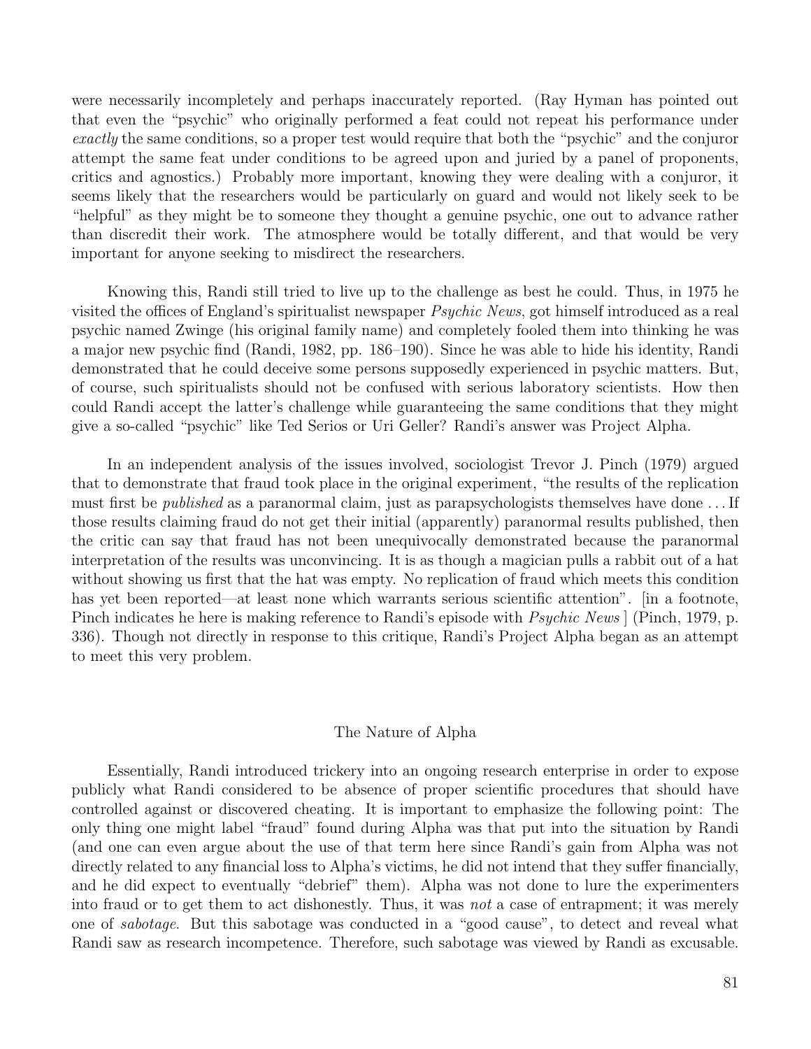were necessarily incompletely and perhaps inaccurately reported. (Ray Hyman has pointed out that even the "psychic" who originally performed a feat could not repeat his performance under *exactly* the same conditions, so a proper test would require that both the "psychic" and the conjuror attempt the same feat under conditions to be agreed upon and juried by a panel of proponents, critics and agnostics.) Probably more important, knowing they were dealing with a conjuror, it seems likely that the researchers would be particularly on guard and would not likely seek to be "helpful" as they might be to someone they thought a genuine psychic, one out to advance rather than discredit their work. The atmosphere would be totally different, and that would be very important for anyone seeking to misdirect the researchers.

Knowing this, Randi still tried to live up to the challenge as best he could. Thus, in 1975 he visited the offices of England's spiritualist newspaper *Psychic News*, got himself introduced as a real psychic named Zwinge (his original family name) and completely fooled them into thinking he was a major new psychic find (Randi, 1982, pp. 186–190). Since he was able to hide his identity, Randi demonstrated that he could deceive some persons supposedly experienced in psychic matters. But, of course, such spiritualists should not be confused with serious laboratory scientists. How then could Randi accept the latter's challenge while guaranteeing the same conditions that they might give a so-called "psychic" like Ted Serios or Uri Geller? Randi's answer was Project Alpha.

In an independent analysis of the issues involved, sociologist Trevor J. Pinch (1979) argued that to demonstrate that fraud took place in the original experiment, "the results of the replication must first be *published* as a paranormal claim, just as parapsychologists themselves have done . . . If those results claiming fraud do not get their initial (apparently) paranormal results published, then the critic can say that fraud has not been unequivocally demonstrated because the paranormal interpretation of the results was unconvincing. It is as though a magician pulls a rabbit out of a hat without showing us first that the hat was empty. No replication of fraud which meets this condition has yet been reported—at least none which warrants serious scientific attention". [in a footnote, Pinch indicates he here is making reference to Randi's episode with *Psychic News*] (Pinch, 1979, p. 336). Though not directly in response to this critique, Randi's Project Alpha began as an attempt to meet this very problem.

## The Nature of Alpha

Essentially, Randi introduced trickery into an ongoing research enterprise in order to expose publicly what Randi considered to be absence of proper scientific procedures that should have controlled against or discovered cheating. It is important to emphasize the following point: The only thing one might label "fraud" found during Alpha was that put into the situation by Randi (and one can even argue about the use of that term here since Randi's gain from Alpha was not directly related to any financial loss to Alpha's victims, he did not intend that they suffer financially, and he did expect to eventually "debrief" them). Alpha was not done to lure the experimenters into fraud or to get them to act dishonestly. Thus, it was *not* a case of entrapment; it was merely one of *sabotage*. But this sabotage was conducted in a "good cause", to detect and reveal what Randi saw as research incompetence. Therefore, such sabotage was viewed by Randi as excusable.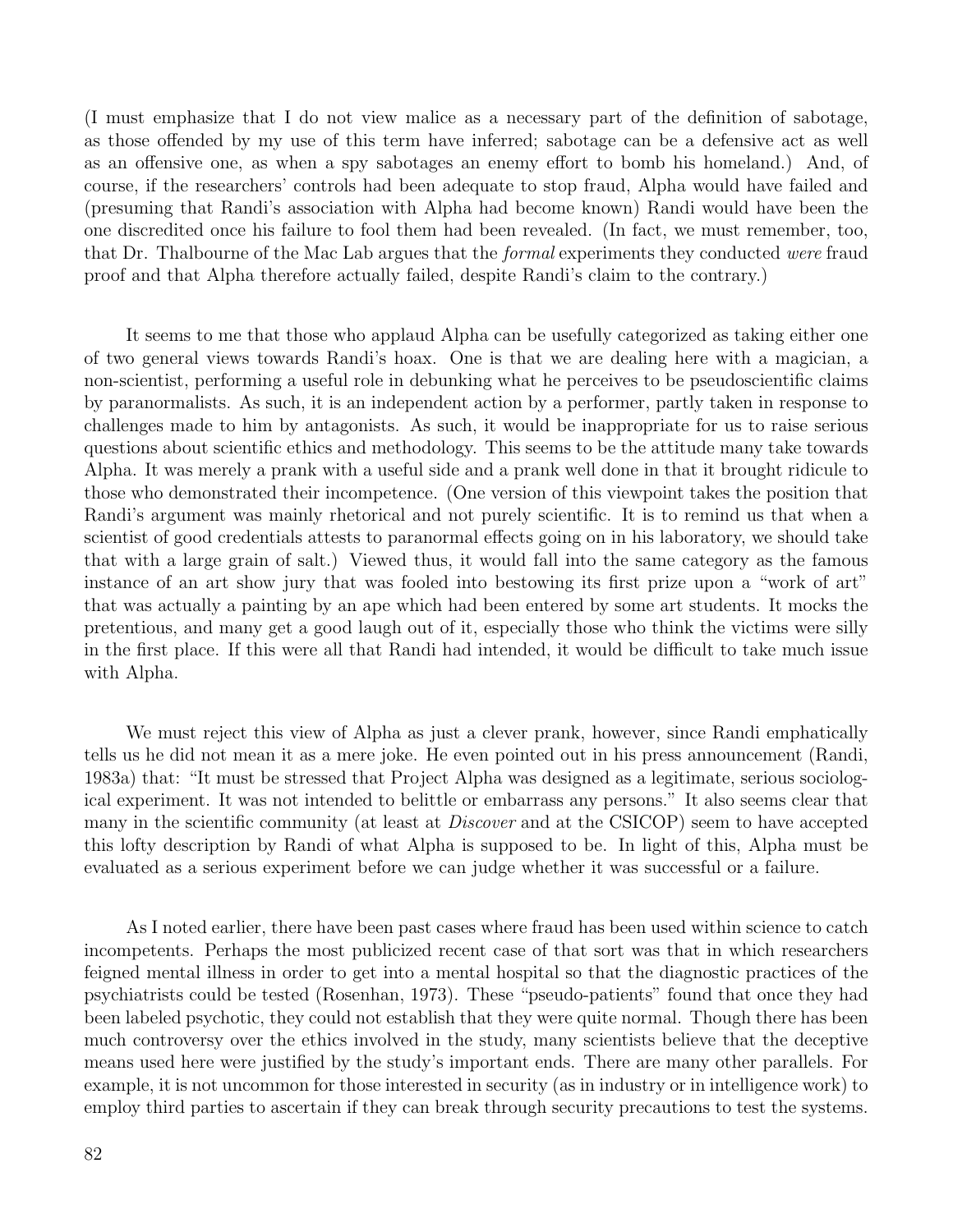(I must emphasize that I do not view malice as a necessary part of the definition of sabotage, as those offended by my use of this term have inferred; sabotage can be a defensive act as well as an offensive one, as when a spy sabotages an enemy effort to bomb his homeland.) And, of course, if the researchers' controls had been adequate to stop fraud, Alpha would have failed and (presuming that Randi's association with Alpha had become known) Randi would have been the one discredited once his failure to fool them had been revealed. (In fact, we must remember, too, that Dr. Thalbourne of the Mac Lab argues that the *formal* experiments they conducted *were* fraud proof and that Alpha therefore actually failed, despite Randi's claim to the contrary.)

It seems to me that those who applaud Alpha can be usefully categorized as taking either one of two general views towards Randi's hoax. One is that we are dealing here with a magician, a non-scientist, performing a useful role in debunking what he perceives to be pseudoscientific claims by paranormalists. As such, it is an independent action by a performer, partly taken in response to challenges made to him by antagonists. As such, it would be inappropriate for us to raise serious questions about scientific ethics and methodology. This seems to be the attitude many take towards Alpha. It was merely a prank with a useful side and a prank well done in that it brought ridicule to those who demonstrated their incompetence. (One version of this viewpoint takes the position that Randi's argument was mainly rhetorical and not purely scientific. It is to remind us that when a scientist of good credentials attests to paranormal effects going on in his laboratory, we should take that with a large grain of salt.) Viewed thus, it would fall into the same category as the famous instance of an art show jury that was fooled into bestowing its first prize upon a "work of art" that was actually a painting by an ape which had been entered by some art students. It mocks the pretentious, and many get a good laugh out of it, especially those who think the victims were silly in the first place. If this were all that Randi had intended, it would be difficult to take much issue with Alpha.

We must reject this view of Alpha as just a clever prank, however, since Randi emphatically tells us he did not mean it as a mere joke. He even pointed out in his press announcement (Randi, 1983a) that: "It must be stressed that Project Alpha was designed as a legitimate, serious sociological experiment. It was not intended to belittle or embarrass any persons." It also seems clear that many in the scientific community (at least at *Discover* and at the CSICOP) seem to have accepted this lofty description by Randi of what Alpha is supposed to be. In light of this, Alpha must be evaluated as a serious experiment before we can judge whether it was successful or a failure.

As I noted earlier, there have been past cases where fraud has been used within science to catch incompetents. Perhaps the most publicized recent case of that sort was that in which researchers feigned mental illness in order to get into a mental hospital so that the diagnostic practices of the psychiatrists could be tested (Rosenhan, 1973). These "pseudo-patients" found that once they had been labeled psychotic, they could not establish that they were quite normal. Though there has been much controversy over the ethics involved in the study, many scientists believe that the deceptive means used here were justified by the study's important ends. There are many other parallels. For example, it is not uncommon for those interested in security (as in industry or in intelligence work) to employ third parties to ascertain if they can break through security precautions to test the systems.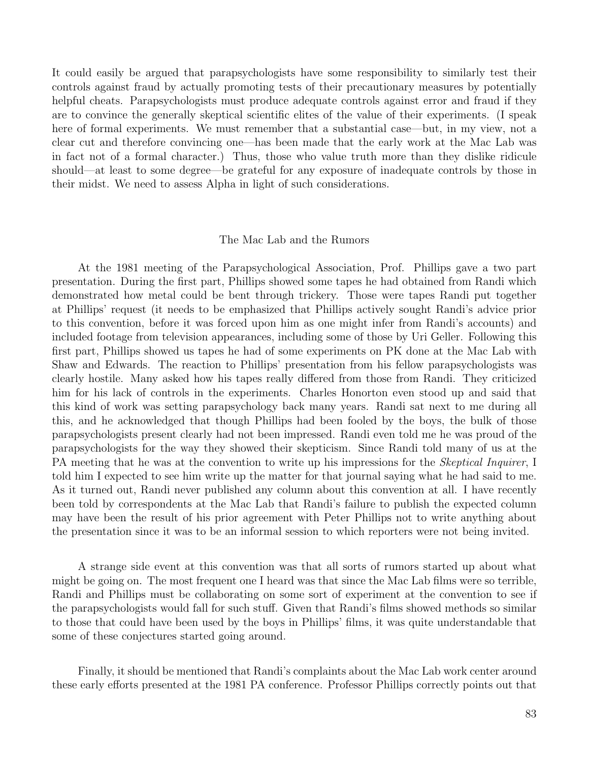It could easily be argued that parapsychologists have some responsibility to similarly test their controls against fraud by actually promoting tests of their precautionary measures by potentially helpful cheats. Parapsychologists must produce adequate controls against error and fraud if they are to convince the generally skeptical scientific elites of the value of their experiments. (I speak here of formal experiments. We must remember that a substantial case—but, in my view, not a clear cut and therefore convincing one—has been made that the early work at the Mac Lab was in fact not of a formal character.) Thus, those who value truth more than they dislike ridicule should—at least to some degree—be grateful for any exposure of inadequate controls by those in their midst. We need to assess Alpha in light of such considerations.

## The Mac Lab and the Rumors

At the 1981 meeting of the Parapsychological Association, Prof. Phillips gave a two part presentation. During the first part, Phillips showed some tapes he had obtained from Randi which demonstrated how metal could be bent through trickery. Those were tapes Randi put together at Phillips' request (it needs to be emphasized that Phillips actively sought Randi's advice prior to this convention, before it was forced upon him as one might infer from Randi's accounts) and included footage from television appearances, including some of those by Uri Geller. Following this first part, Phillips showed us tapes he had of some experiments on PK done at the Mac Lab with Shaw and Edwards. The reaction to Phillips' presentation from his fellow parapsychologists was clearly hostile. Many asked how his tapes really differed from those from Randi. They criticized him for his lack of controls in the experiments. Charles Honorton even stood up and said that this kind of work was setting parapsychology back many years. Randi sat next to me during all this, and he acknowledged that though Phillips had been fooled by the boys, the bulk of those parapsychologists present clearly had not been impressed. Randi even told me he was proud of the parapsychologists for the way they showed their skepticism. Since Randi told many of us at the PA meeting that he was at the convention to write up his impressions for the *Skeptical Inquirer*, I told him I expected to see him write up the matter for that journal saying what he had said to me. As it turned out, Randi never published any column about this convention at all. I have recently been told by correspondents at the Mac Lab that Randi's failure to publish the expected column may have been the result of his prior agreement with Peter Phillips not to write anything about the presentation since it was to be an informal session to which reporters were not being invited.

A strange side event at this convention was that all sorts of rumors started up about what might be going on. The most frequent one I heard was that since the Mac Lab films were so terrible, Randi and Phillips must be collaborating on some sort of experiment at the convention to see if the parapsychologists would fall for such stuff. Given that Randi's films showed methods so similar to those that could have been used by the boys in Phillips' films, it was quite understandable that some of these conjectures started going around.

Finally, it should be mentioned that Randi's complaints about the Mac Lab work center around these early efforts presented at the 1981 PA conference. Professor Phillips correctly points out that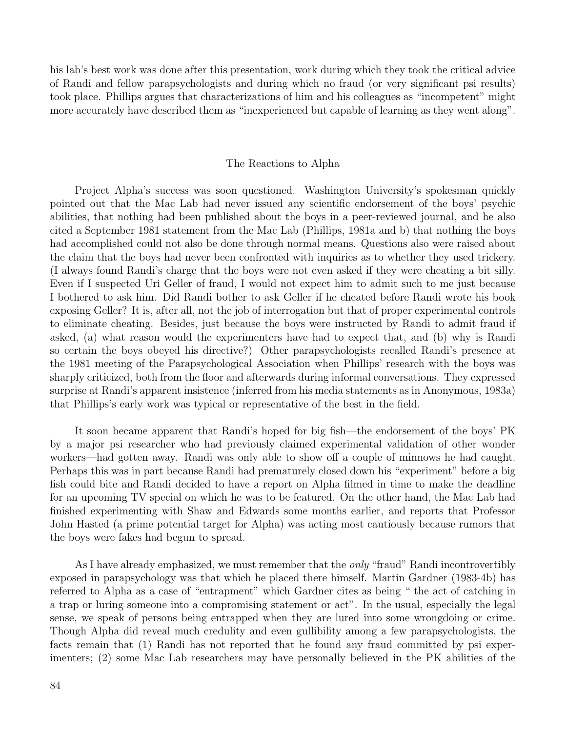his lab's best work was done after this presentation, work during which they took the critical advice of Randi and fellow parapsychologists and during which no fraud (or very significant psi results) took place. Phillips argues that characterizations of him and his colleagues as "incompetent" might more accurately have described them as "inexperienced but capable of learning as they went along".

## The Reactions to Alpha

Project Alpha's success was soon questioned. Washington University's spokesman quickly pointed out that the Mac Lab had never issued any scientific endorsement of the boys' psychic abilities, that nothing had been published about the boys in a peer-reviewed journal, and he also cited a September 1981 statement from the Mac Lab (Phillips, 1981a and b) that nothing the boys had accomplished could not also be done through normal means. Questions also were raised about the claim that the boys had never been confronted with inquiries as to whether they used trickery. (I always found Randi's charge that the boys were not even asked if they were cheating a bit silly. Even if I suspected Uri Geller of fraud, I would not expect him to admit such to me just because I bothered to ask him. Did Randi bother to ask Geller if he cheated before Randi wrote his book exposing Geller? It is, after all, not the job of interrogation but that of proper experimental controls to eliminate cheating. Besides, just because the boys were instructed by Randi to admit fraud if asked, (a) what reason would the experimenters have had to expect that, and (b) why is Randi so certain the boys obeyed his directive?) Other parapsychologists recalled Randi's presence at the 1981 meeting of the Parapsychological Association when Phillips' research with the boys was sharply criticized, both from the floor and afterwards during informal conversations. They expressed surprise at Randi's apparent insistence (inferred from his media statements as in Anonymous, 1983a) that Phillips's early work was typical or representative of the best in the field.

It soon became apparent that Randi's hoped for big fish—the endorsement of the boys' PK by a major psi researcher who had previously claimed experimental validation of other wonder workers—had gotten away. Randi was only able to show off a couple of minnows he had caught. Perhaps this was in part because Randi had prematurely closed down his "experiment" before a big fish could bite and Randi decided to have a report on Alpha filmed in time to make the deadline for an upcoming TV special on which he was to be featured. On the other hand, the Mac Lab had finished experimenting with Shaw and Edwards some months earlier, and reports that Professor John Hasted (a prime potential target for Alpha) was acting most cautiously because rumors that the boys were fakes had begun to spread.

As I have already emphasized, we must remember that the *only* "fraud" Randi incontrovertibly exposed in parapsychology was that which he placed there himself. Martin Gardner (1983-4b) has referred to Alpha as a case of "entrapment" which Gardner cites as being " the act of catching in a trap or luring someone into a compromising statement or act". In the usual, especially the legal sense, we speak of persons being entrapped when they are lured into some wrongdoing or crime. Though Alpha did reveal much credulity and even gullibility among a few parapsychologists, the facts remain that (1) Randi has not reported that he found any fraud committed by psi experimenters; (2) some Mac Lab researchers may have personally believed in the PK abilities of the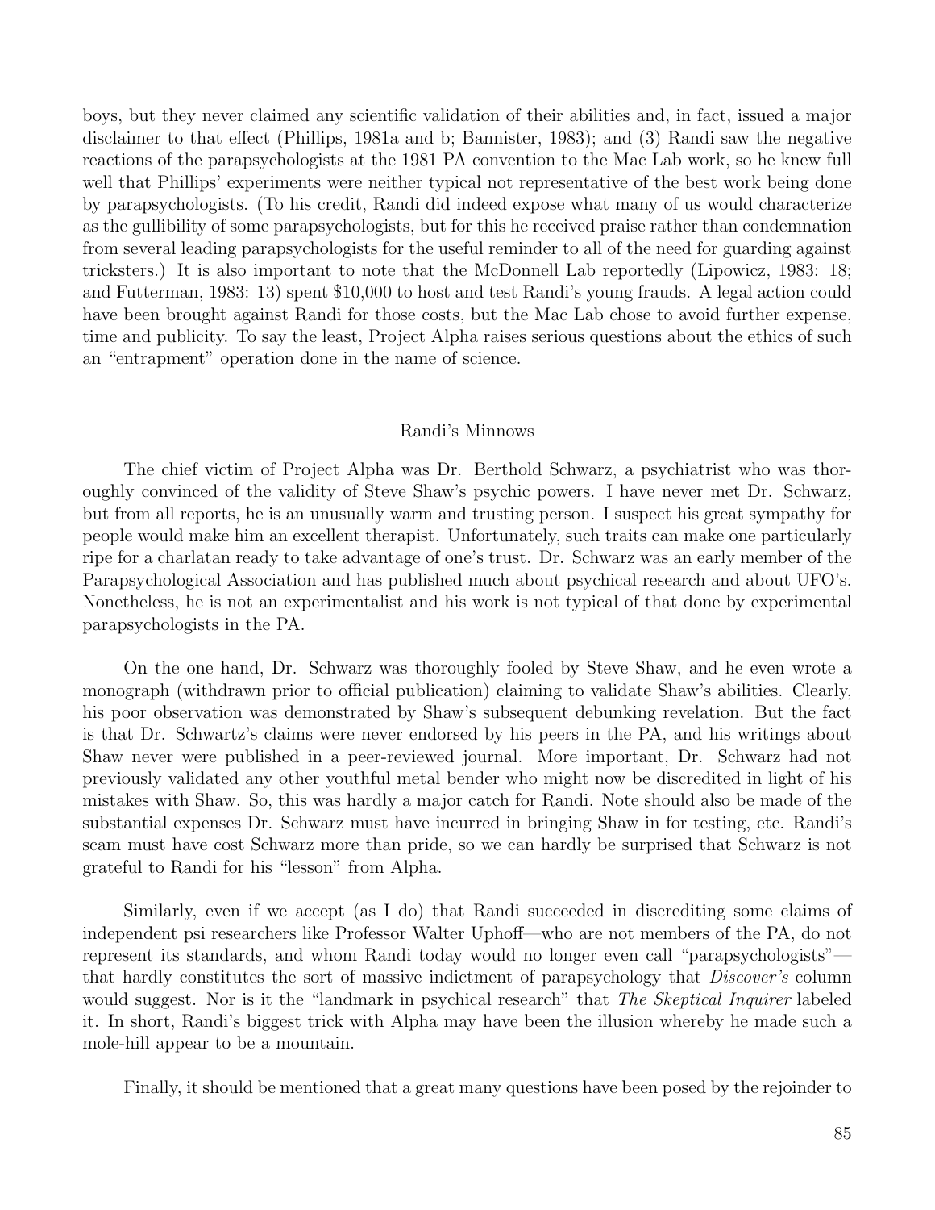boys, but they never claimed any scientific validation of their abilities and, in fact, issued a major disclaimer to that effect (Phillips, 1981a and b; Bannister, 1983); and (3) Randi saw the negative reactions of the parapsychologists at the 1981 PA convention to the Mac Lab work, so he knew full well that Phillips' experiments were neither typical not representative of the best work being done by parapsychologists. (To his credit, Randi did indeed expose what many of us would characterize as the gullibility of some parapsychologists, but for this he received praise rather than condemnation from several leading parapsychologists for the useful reminder to all of the need for guarding against tricksters.) It is also important to note that the McDonnell Lab reportedly (Lipowicz, 1983: 18; and Futterman, 1983: 13) spent $10,000 to host and test Randi's young frauds. A legal action could have been brought against Randi for those costs, but the Mac Lab chose to avoid further expense, time and publicity. To say the least, Project Alpha raises serious questions about the ethics of such an "entrapment" operation done in the name of science.

## Randi's Minnows

The chief victim of Project Alpha was Dr. Berthold Schwarz, a psychiatrist who was thoroughly convinced of the validity of Steve Shaw's psychic powers. I have never met Dr. Schwarz, but from all reports, he is an unusually warm and trusting person. I suspect his great sympathy for people would make him an excellent therapist. Unfortunately, such traits can make one particularly ripe for a charlatan ready to take advantage of one's trust. Dr. Schwarz was an early member of the Parapsychological Association and has published much about psychical research and about UFO's. Nonetheless, he is not an experimentalist and his work is not typical of that done by experimental parapsychologists in the PA.

On the one hand, Dr. Schwarz was thoroughly fooled by Steve Shaw, and he even wrote a monograph (withdrawn prior to official publication) claiming to validate Shaw's abilities. Clearly, his poor observation was demonstrated by Shaw's subsequent debunking revelation. But the fact is that Dr. Schwartz's claims were never endorsed by his peers in the PA, and his writings about Shaw never were published in a peer-reviewed journal. More important, Dr. Schwarz had not previously validated any other youthful metal bender who might now be discredited in light of his mistakes with Shaw. So, this was hardly a major catch for Randi. Note should also be made of the substantial expenses Dr. Schwarz must have incurred in bringing Shaw in for testing, etc. Randi's scam must have cost Schwarz more than pride, so we can hardly be surprised that Schwarz is not grateful to Randi for his "lesson" from Alpha.

Similarly, even if we accept (as I do) that Randi succeeded in discrediting some claims of independent psi researchers like Professor Walter Uphoff—who are not members of the PA, do not represent its standards, and whom Randi today would no longer even call "parapsychologists"—that hardly constitutes the sort of massive indictment of parapsychology that *Discover's* column would suggest. Nor is it the "landmark in psychical research" that *The Skeptical Inquirer* labeled it. In short, Randi's biggest trick with Alpha may have been the illusion whereby he made such a mole-hill appear to be a mountain.

Finally, it should be mentioned that a great many questions have been posed by the rejoinder to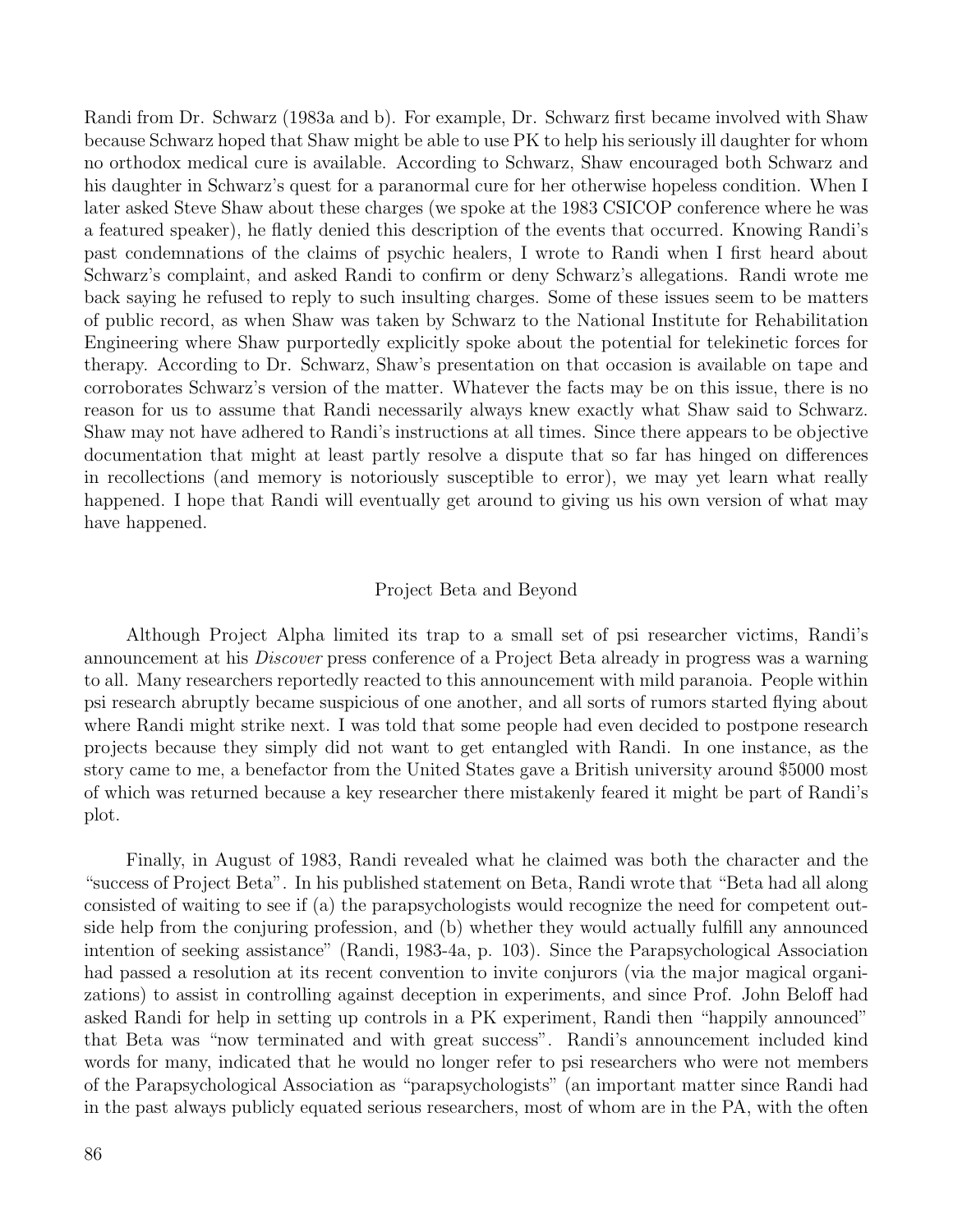Randi from Dr. Schwarz (1983a and b). For example, Dr. Schwarz first became involved with Shaw because Schwarz hoped that Shaw might be able to use PK to help his seriously ill daughter for whom no orthodox medical cure is available. According to Schwarz, Shaw encouraged both Schwarz and his daughter in Schwarz's quest for a paranormal cure for her otherwise hopeless condition. When I later asked Steve Shaw about these charges (we spoke at the 1983 CSICOP conference where he was a featured speaker), he flatly denied this description of the events that occurred. Knowing Randi's past condemnations of the claims of psychic healers, I wrote to Randi when I first heard about Schwarz's complaint, and asked Randi to confirm or deny Schwarz's allegations. Randi wrote me back saying he refused to reply to such insulting charges. Some of these issues seem to be matters of public record, as when Shaw was taken by Schwarz to the National Institute for Rehabilitation Engineering where Shaw purportedly explicitly spoke about the potential for telekinetic forces for therapy. According to Dr. Schwarz, Shaw's presentation on that occasion is available on tape and corroborates Schwarz's version of the matter. Whatever the facts may be on this issue, there is no reason for us to assume that Randi necessarily always knew exactly what Shaw said to Schwarz. Shaw may not have adhered to Randi's instructions at all times. Since there appears to be objective documentation that might at least partly resolve a dispute that so far has hinged on differences in recollections (and memory is notoriously susceptible to error), we may yet learn what really happened. I hope that Randi will eventually get around to giving us his own version of what may have happened.

## Project Beta and Beyond

Although Project Alpha limited its trap to a small set of psi researcher victims, Randi's announcement at his *Discover* press conference of a Project Beta already in progress was a warning to all. Many researchers reportedly reacted to this announcement with mild paranoia. People within psi research abruptly became suspicious of one another, and all sorts of rumors started flying about where Randi might strike next. I was told that some people had even decided to postpone research projects because they simply did not want to get entangled with Randi. In one instance, as the story came to me, a benefactor from the United States gave a British university around $5000 most of which was returned because a key researcher there mistakenly feared it might be part of Randi's plot.

Finally, in August of 1983, Randi revealed what he claimed was both the character and the "success of Project Beta". In his published statement on Beta, Randi wrote that "Beta had all along consisted of waiting to see if (a) the parapsychologists would recognize the need for competent outside help from the conjuring profession, and (b) whether they would actually fulfill any announced intention of seeking assistance" (Randi, 1983-4a, p. 103). Since the Parapsychological Association had passed a resolution at its recent convention to invite conjurors (via the major magical organizations) to assist in controlling against deception in experiments, and since Prof. John Beloff had asked Randi for help in setting up controls in a PK experiment, Randi then "happily announced" that Beta was "now terminated and with great success". Randi's announcement included kind words for many, indicated that he would no longer refer to psi researchers who were not members of the Parapsychological Association as "parapsychologists" (an important matter since Randi had in the past always publicly equated serious researchers, most of whom are in the PA, with the often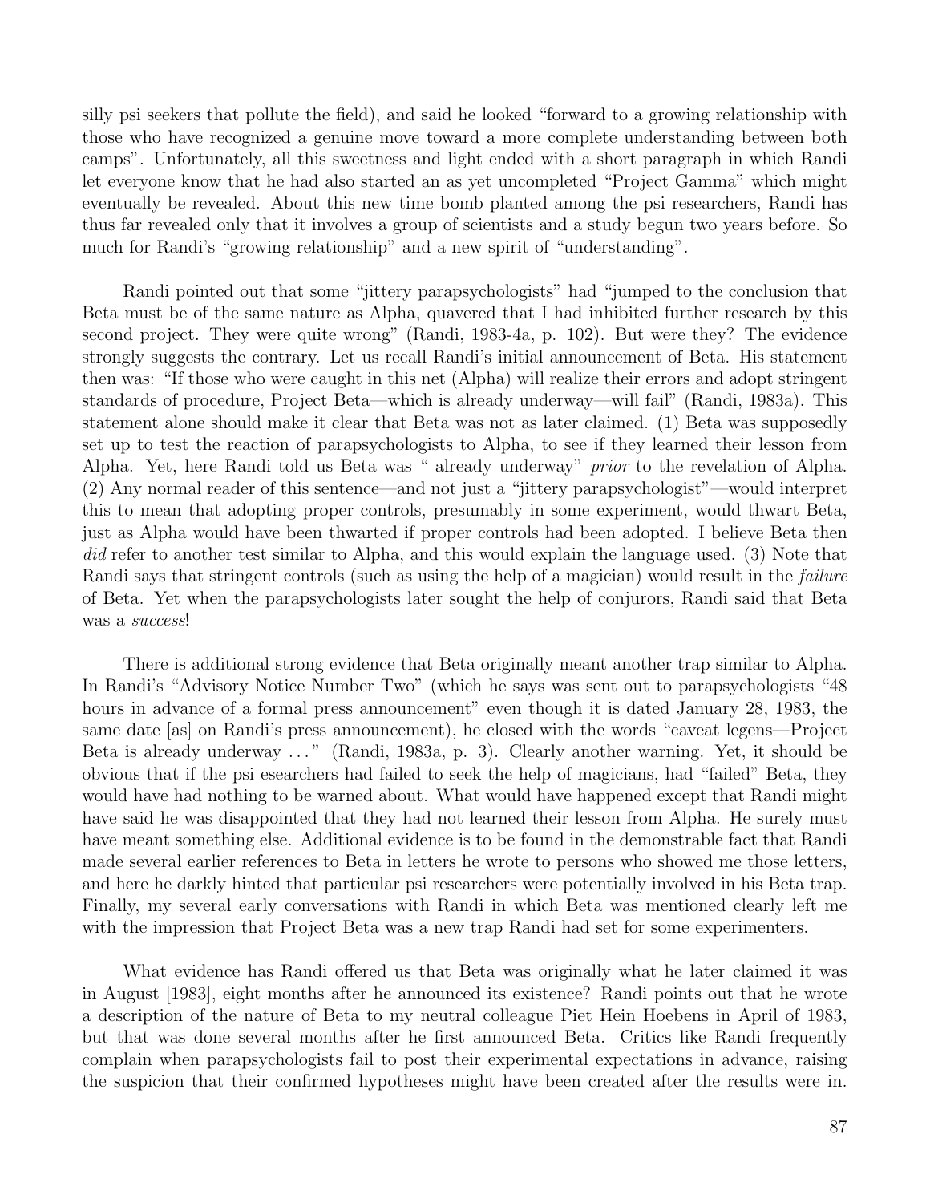silly psi seekers that pollute the field), and said he looked "forward to a growing relationship with those who have recognized a genuine move toward a more complete understanding between both camps". Unfortunately, all this sweetness and light ended with a short paragraph in which Randi let everyone know that he had also started an as yet uncompleted "Project Gamma" which might eventually be revealed. About this new time bomb planted among the psi researchers, Randi has thus far revealed only that it involves a group of scientists and a study begun two years before. So much for Randi's "growing relationship" and a new spirit of "understanding".

Randi pointed out that some "jittery parapsychologists" had "jumped to the conclusion that Beta must be of the same nature as Alpha, quavered that I had inhibited further research by this second project. They were quite wrong" (Randi, 1983-4a, p. 102). But were they? The evidence strongly suggests the contrary. Let us recall Randi's initial announcement of Beta. His statement then was: "If those who were caught in this net (Alpha) will realize their errors and adopt stringent standards of procedure, Project Beta—which is already underway—will fail" (Randi, 1983a). This statement alone should make it clear that Beta was not as later claimed. (1) Beta was supposedly set up to test the reaction of parapsychologists to Alpha, to see if they learned their lesson from Alpha. Yet, here Randi told us Beta was " already underway" *prior* to the revelation of Alpha. (2) Any normal reader of this sentence—and not just a "jittery parapsychologist"—would interpret this to mean that adopting proper controls, presumably in some experiment, would thwart Beta, just as Alpha would have been thwarted if proper controls had been adopted. I believe Beta then *did* refer to another test similar to Alpha, and this would explain the language used. (3) Note that Randi says that stringent controls (such as using the help of a magician) would result in the *failure* of Beta. Yet when the parapsychologists later sought the help of conjurors, Randi said that Beta was a *success*!

There is additional strong evidence that Beta originally meant another trap similar to Alpha. In Randi's "Advisory Notice Number Two" (which he says was sent out to parapsychologists "48 hours in advance of a formal press announcement" even though it is dated January 28, 1983, the same date [as] on Randi's press announcement), he closed with the words "caveat legens—Project Beta is already underway ..." (Randi, 1983a, p. 3). Clearly another warning. Yet, it should be obvious that if the psi esearchers had failed to seek the help of magicians, had "failed" Beta, they would have had nothing to be warned about. What would have happened except that Randi might have said he was disappointed that they had not learned their lesson from Alpha. He surely must have meant something else. Additional evidence is to be found in the demonstrable fact that Randi made several earlier references to Beta in letters he wrote to persons who showed me those letters, and here he darkly hinted that particular psi researchers were potentially involved in his Beta trap. Finally, my several early conversations with Randi in which Beta was mentioned clearly left me with the impression that Project Beta was a new trap Randi had set for some experimenters.

What evidence has Randi offered us that Beta was originally what he later claimed it was in August [1983], eight months after he announced its existence? Randi points out that he wrote a description of the nature of Beta to my neutral colleague Piet Hein Hoebens in April of 1983, but that was done several months after he first announced Beta. Critics like Randi frequently complain when parapsychologists fail to post their experimental expectations in advance, raising the suspicion that their confirmed hypotheses might have been created after the results were in.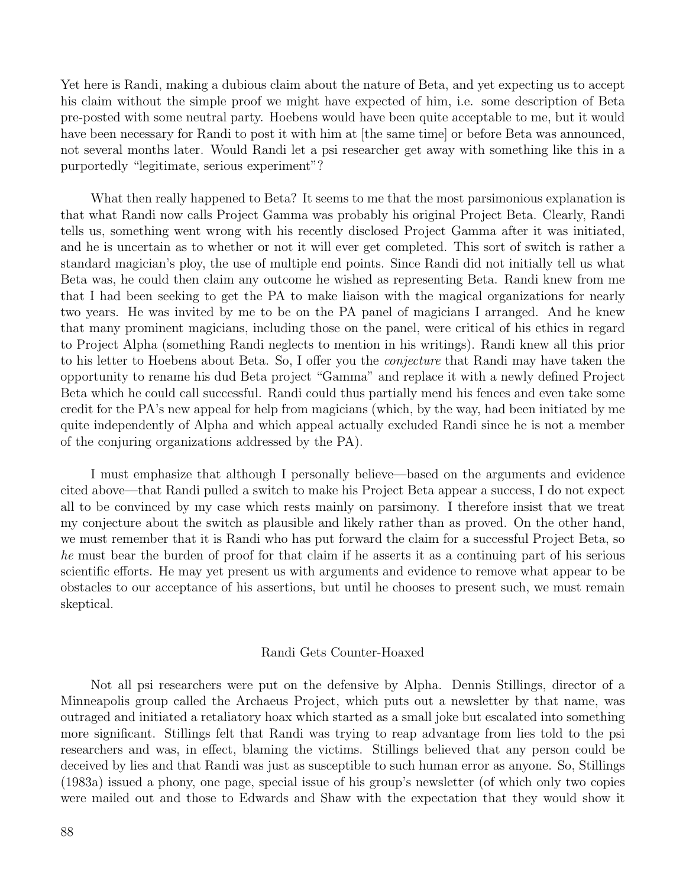Yet here is Randi, making a dubious claim about the nature of Beta, and yet expecting us to accept his claim without the simple proof we might have expected of him, i.e. some description of Beta pre-posted with some neutral party. Hoebens would have been quite acceptable to me, but it would have been necessary for Randi to post it with him at [the same time] or before Beta was announced, not several months later. Would Randi let a psi researcher get away with something like this in a purportedly "legitimate, serious experiment"?

What then really happened to Beta? It seems to me that the most parsimonious explanation is that what Randi now calls Project Gamma was probably his original Project Beta. Clearly, Randi tells us, something went wrong with his recently disclosed Project Gamma after it was initiated, and he is uncertain as to whether or not it will ever get completed. This sort of switch is rather a standard magician's ploy, the use of multiple end points. Since Randi did not initially tell us what Beta was, he could then claim any outcome he wished as representing Beta. Randi knew from me that I had been seeking to get the PA to make liaison with the magical organizations for nearly two years. He was invited by me to be on the PA panel of magicians I arranged. And he knew that many prominent magicians, including those on the panel, were critical of his ethics in regard to Project Alpha (something Randi neglects to mention in his writings). Randi knew all this prior to his letter to Hoebens about Beta. So, I offer you the *conjecture* that Randi may have taken the opportunity to rename his dud Beta project "Gamma" and replace it with a newly defined Project Beta which he could call successful. Randi could thus partially mend his fences and even take some credit for the PA's new appeal for help from magicians (which, by the way, had been initiated by me quite independently of Alpha and which appeal actually excluded Randi since he is not a member of the conjuring organizations addressed by the PA).

I must emphasize that although I personally believe—based on the arguments and evidence cited above—that Randi pulled a switch to make his Project Beta appear a success, I do not expect all to be convinced by my case which rests mainly on parsimony. I therefore insist that we treat my conjecture about the switch as plausible and likely rather than as proved. On the other hand, we must remember that it is Randi who has put forward the claim for a successful Project Beta, so *he* must bear the burden of proof for that claim if he asserts it as a continuing part of his serious scientific efforts. He may yet present us with arguments and evidence to remove what appear to be obstacles to our acceptance of his assertions, but until he chooses to present such, we must remain skeptical.

## Randi Gets Counter-Hoaxed

Not all psi researchers were put on the defensive by Alpha. Dennis Stillings, director of a Minneapolis group called the Archaeus Project, which puts out a newsletter by that name, was outraged and initiated a retaliatory hoax which started as a small joke but escalated into something more significant. Stillings felt that Randi was trying to reap advantage from lies told to the psi researchers and was, in effect, blaming the victims. Stillings believed that any person could be deceived by lies and that Randi was just as susceptible to such human error as anyone. So, Stillings (1983a) issued a phony, one page, special issue of his group's newsletter (of which only two copies were mailed out and those to Edwards and Shaw with the expectation that they would show it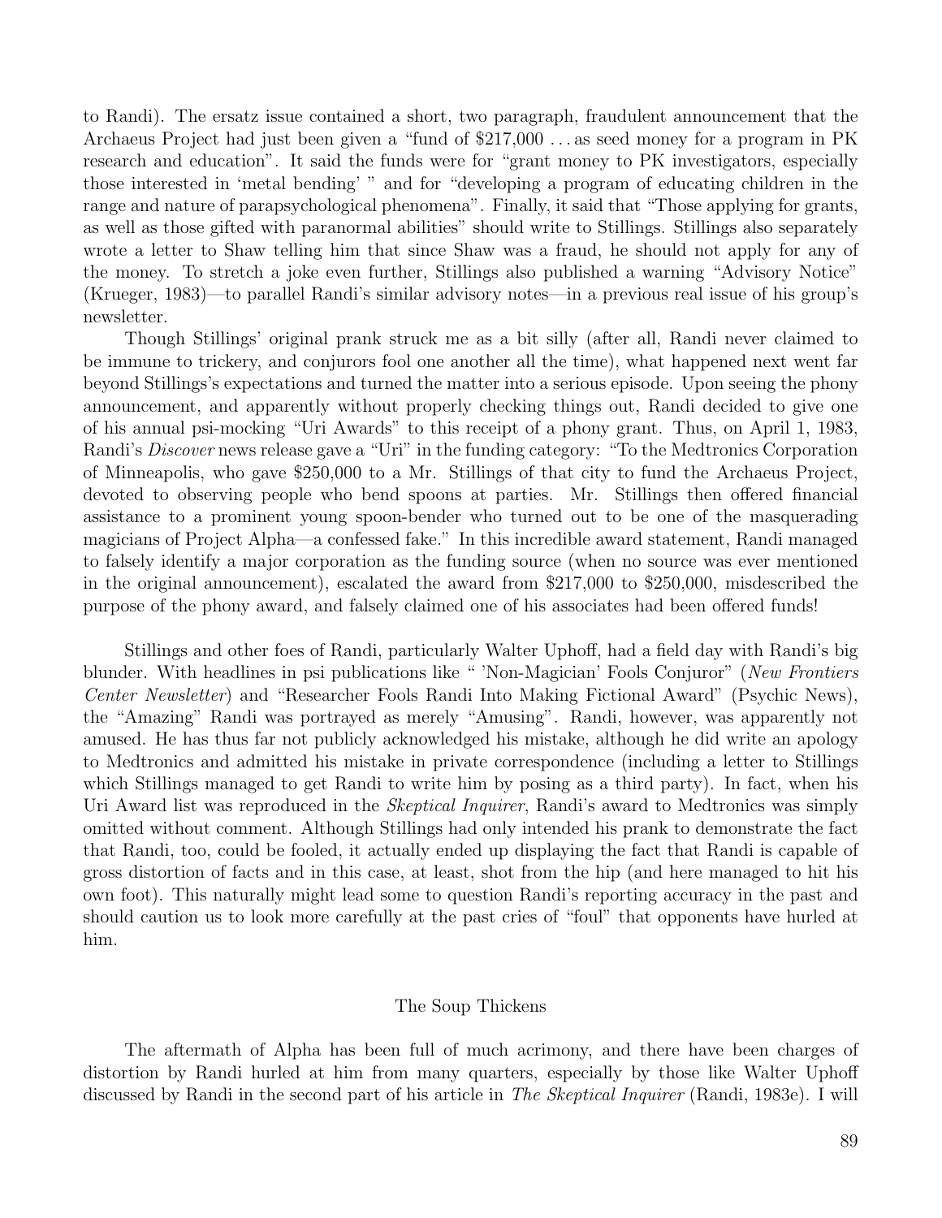to Randi). The ersatz issue contained a short, two paragraph, fraudulent announcement that the Archaeus Project had just been given a "fund of $217,000 . . . as seed money for a program in PK research and education". It said the funds were for "grant money to PK investigators, especially those interested in 'metal bending' " and for "developing a program of educating children in the range and nature of parapsychological phenomena". Finally, it said that "Those applying for grants, as well as those gifted with paranormal abilities" should write to Stillings. Stillings also separately wrote a letter to Shaw telling him that since Shaw was a fraud, he should not apply for any of the money. To stretch a joke even further, Stillings also published a warning "Advisory Notice" (Krueger, 1983)—to parallel Randi's similar advisory notes—in a previous real issue of his group's newsletter.

Though Stillings' original prank struck me as a bit silly (after all, Randi never claimed to be immune to trickery, and conjurors fool one another all the time), what happened next went far beyond Stillings's expectations and turned the matter into a serious episode. Upon seeing the phony announcement, and apparently without properly checking things out, Randi decided to give one of his annual psi-mocking "Uri Awards" to this receipt of a phony grant. Thus, on April 1, 1983, Randi's *Discover* news release gave a "Uri" in the funding category: "To the Medtronics Corporation of Minneapolis, who gave $250,000 to a Mr. Stillings of that city to fund the Archaeus Project, devoted to observing people who bend spoons at parties. Mr. Stillings then offered financial assistance to a prominent young spoon-bender who turned out to be one of the masquerading magicians of Project Alpha—a confessed fake." In this incredible award statement, Randi managed to falsely identify a major corporation as the funding source (when no source was ever mentioned in the original announcement), escalated the award from $217,000 to $250,000, misdescribed the purpose of the phony award, and falsely claimed one of his associates had been offered funds!

Stillings and other foes of Randi, particularly Walter Uphoff, had a field day with Randi's big blunder. With headlines in psi publications like " 'Non-Magician' Fools Conjuror" (*New Frontiers Center Newsletter*) and "Researcher Fools Randi Into Making Fictional Award" (Psychic News), the "Amazing" Randi was portrayed as merely "Amusing". Randi, however, was apparently not amused. He has thus far not publicly acknowledged his mistake, although he did write an apology to Medtronics and admitted his mistake in private correspondence (including a letter to Stillings which Stillings managed to get Randi to write him by posing as a third party). In fact, when his Uri Award list was reproduced in the *Skeptical Inquirer*, Randi's award to Medtronics was simply omitted without comment. Although Stillings had only intended his prank to demonstrate the fact that Randi, too, could be fooled, it actually ended up displaying the fact that Randi is capable of gross distortion of facts and in this case, at least, shot from the hip (and here managed to hit his own foot). This naturally might lead some to question Randi's reporting accuracy in the past and should caution us to look more carefully at the past cries of "foul" that opponents have hurled at him.

## The Soup Thickens

The aftermath of Alpha has been full of much acrimony, and there have been charges of distortion by Randi hurled at him from many quarters, especially by those like Walter Uphoff discussed by Randi in the second part of his article in *The Skeptical Inquirer* (Randi, 1983e). I will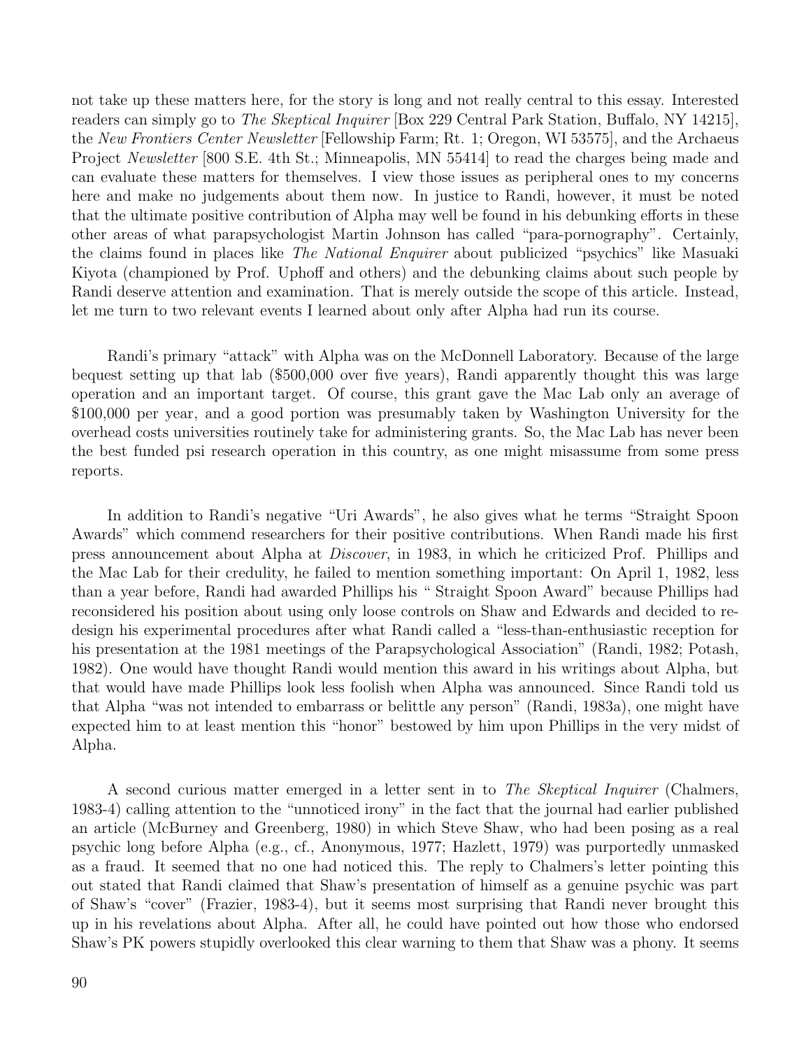not take up these matters here, for the story is long and not really central to this essay. Interested readers can simply go to *The Skeptical Inquirer* [Box 229 Central Park Station, Buffalo, NY 14215], the *New Frontiers Center Newsletter* [Fellowship Farm; Rt. 1; Oregon, WI 53575], and the Archaeus Project *Newsletter* [800 S.E. 4th St.; Minneapolis, MN 55414] to read the charges being made and can evaluate these matters for themselves. I view those issues as peripheral ones to my concerns here and make no judgements about them now. In justice to Randi, however, it must be noted that the ultimate positive contribution of Alpha may well be found in his debunking efforts in these other areas of what parapsychologist Martin Johnson has called "para-pornography". Certainly, the claims found in places like *The National Enquirer* about publicized "psychics" like Masuaki Kiyota (championed by Prof. Uphoff and others) and the debunking claims about such people by Randi deserve attention and examination. That is merely outside the scope of this article. Instead, let me turn to two relevant events I learned about only after Alpha had run its course.

Randi's primary "attack" with Alpha was on the McDonnell Laboratory. Because of the large bequest setting up that lab ($500,000 over five years), Randi apparently thought this was large operation and an important target. Of course, this grant gave the Mac Lab only an average of $100,000 per year, and a good portion was presumably taken by Washington University for the overhead costs universities routinely take for administering grants. So, the Mac Lab has never been the best funded psi research operation in this country, as one might misassume from some press reports.

In addition to Randi's negative "Uri Awards", he also gives what he terms "Straight Spoon Awards" which commend researchers for their positive contributions. When Randi made his first press announcement about Alpha at *Discover*, in 1983, in which he criticized Prof. Phillips and the Mac Lab for their credulity, he failed to mention something important: On April 1, 1982, less than a year before, Randi had awarded Phillips his " Straight Spoon Award" because Phillips had reconsidered his position about using only loose controls on Shaw and Edwards and decided to re-design his experimental procedures after what Randi called a "less-than-enthusiastic reception for his presentation at the 1981 meetings of the Parapsychological Association" (Randi, 1982; Potash, 1982). One would have thought Randi would mention this award in his writings about Alpha, but that would have made Phillips look less foolish when Alpha was announced. Since Randi told us that Alpha "was not intended to embarrass or belittle any person" (Randi, 1983a), one might have expected him to at least mention this "honor" bestowed by him upon Phillips in the very midst of Alpha.

A second curious matter emerged in a letter sent in to *The Skeptical Inquirer* (Chalmers, 1983-4) calling attention to the "unnoticed irony" in the fact that the journal had earlier published an article (McBurney and Greenberg, 1980) in which Steve Shaw, who had been posing as a real psychic long before Alpha (e.g., cf., Anonymous, 1977; Hazlett, 1979) was purportedly unmasked as a fraud. It seemed that no one had noticed this. The reply to Chalmers's letter pointing this out stated that Randi claimed that Shaw's presentation of himself as a genuine psychic was part of Shaw's "cover" (Frazier, 1983-4), but it seems most surprising that Randi never brought this up in his revelations about Alpha. After all, he could have pointed out how those who endorsed Shaw's PK powers stupidly overlooked this clear warning to them that Shaw was a phony. It seems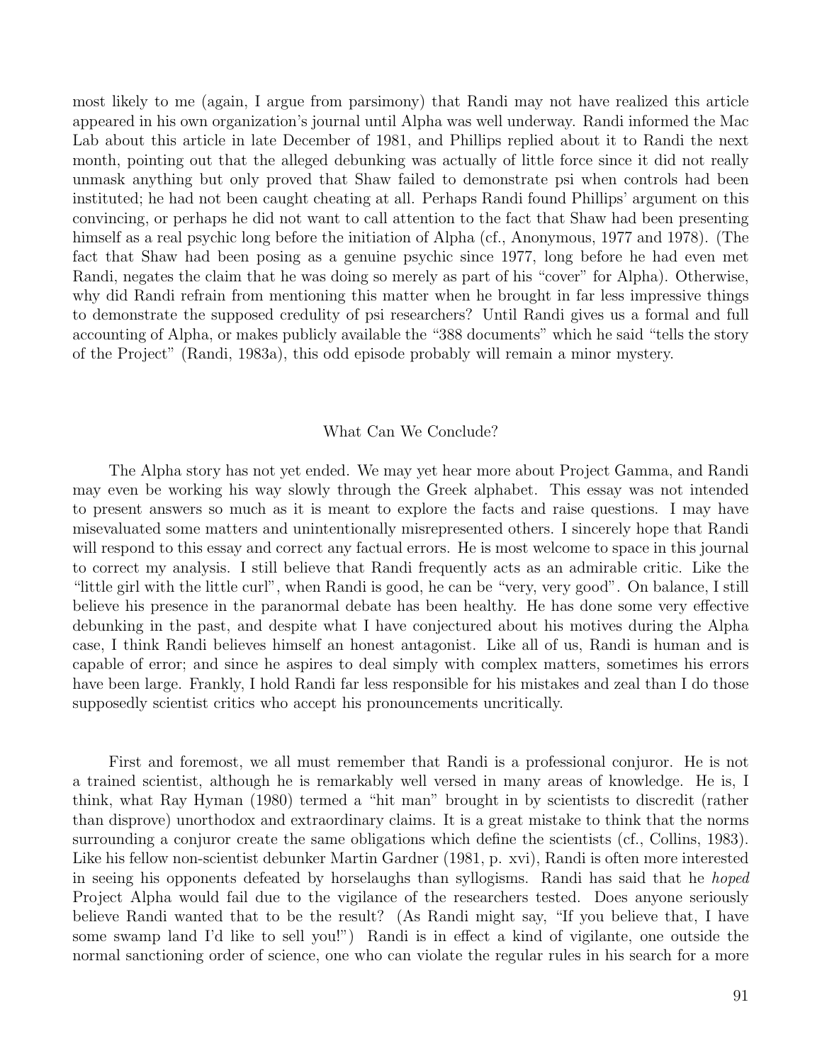most likely to me (again, I argue from parsimony) that Randi may not have realized this article appeared in his own organization's journal until Alpha was well underway. Randi informed the Mac Lab about this article in late December of 1981, and Phillips replied about it to Randi the next month, pointing out that the alleged debunking was actually of little force since it did not really unmask anything but only proved that Shaw failed to demonstrate psi when controls had been instituted; he had not been caught cheating at all. Perhaps Randi found Phillips' argument on this convincing, or perhaps he did not want to call attention to the fact that Shaw had been presenting himself as a real psychic long before the initiation of Alpha (cf., Anonymous, 1977 and 1978). (The fact that Shaw had been posing as a genuine psychic since 1977, long before he had even met Randi, negates the claim that he was doing so merely as part of his "cover" for Alpha). Otherwise, why did Randi refrain from mentioning this matter when he brought in far less impressive things to demonstrate the supposed credulity of psi researchers? Until Randi gives us a formal and full accounting of Alpha, or makes publicly available the "388 documents" which he said "tells the story of the Project" (Randi, 1983a), this odd episode probably will remain a minor mystery.

## What Can We Conclude?

The Alpha story has not yet ended. We may yet hear more about Project Gamma, and Randi may even be working his way slowly through the Greek alphabet. This essay was not intended to present answers so much as it is meant to explore the facts and raise questions. I may have misevaluated some matters and unintentionally misrepresented others. I sincerely hope that Randi will respond to this essay and correct any factual errors. He is most welcome to space in this journal to correct my analysis. I still believe that Randi frequently acts as an admirable critic. Like the "little girl with the little curl", when Randi is good, he can be "very, very good". On balance, I still believe his presence in the paranormal debate has been healthy. He has done some very effective debunking in the past, and despite what I have conjectured about his motives during the Alpha case, I think Randi believes himself an honest antagonist. Like all of us, Randi is human and is capable of error; and since he aspires to deal simply with complex matters, sometimes his errors have been large. Frankly, I hold Randi far less responsible for his mistakes and zeal than I do those supposedly scientist critics who accept his pronouncements uncritically.

First and foremost, we all must remember that Randi is a professional conjuror. He is not a trained scientist, although he is remarkably well versed in many areas of knowledge. He is, I think, what Ray Hyman (1980) termed a "hit man" brought in by scientists to discredit (rather than disprove) unorthodox and extraordinary claims. It is a great mistake to think that the norms surrounding a conjuror create the same obligations which define the scientists (cf., Collins, 1983). Like his fellow non-scientist debunker Martin Gardner (1981, p. xvi), Randi is often more interested in seeing his opponents defeated by horselaughs than syllogisms. Randi has said that he *hoped* Project Alpha would fail due to the vigilance of the researchers tested. Does anyone seriously believe Randi wanted that to be the result? (As Randi might say, "If you believe that, I have some swamp land I'd like to sell you!") Randi is in effect a kind of vigilante, one outside the normal sanctioning order of science, one who can violate the regular rules in his search for a more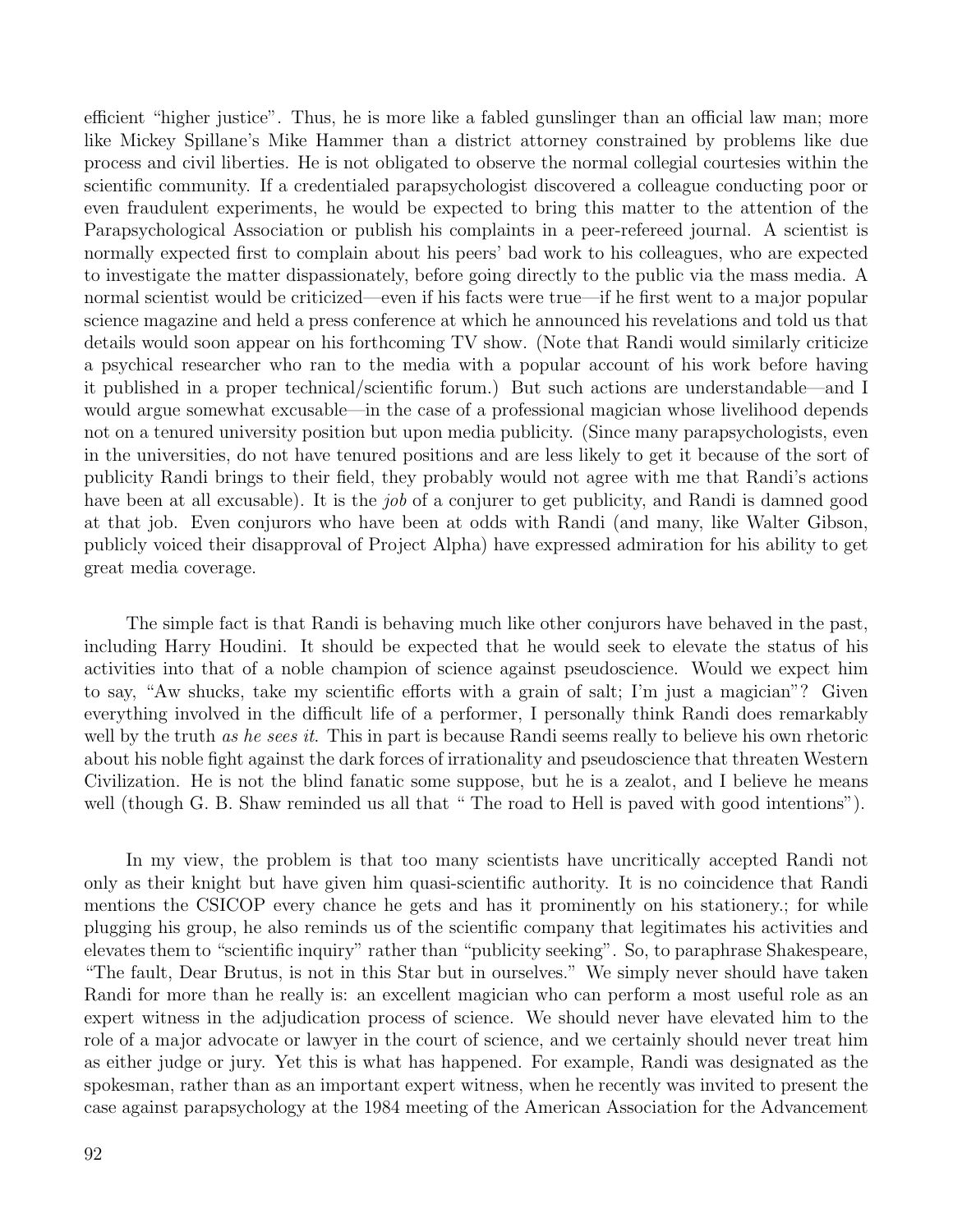efficient "higher justice". Thus, he is more like a fabled gunslinger than an official law man; more like Mickey Spillane's Mike Hammer than a district attorney constrained by problems like due process and civil liberties. He is not obligated to observe the normal collegial courtesies within the scientific community. If a credentialed parapsychologist discovered a colleague conducting poor or even fraudulent experiments, he would be expected to bring this matter to the attention of the Parapsychological Association or publish his complaints in a peer-refereed journal. A scientist is normally expected first to complain about his peers' bad work to his colleagues, who are expected to investigate the matter dispassionately, before going directly to the public via the mass media. A normal scientist would be criticized—even if his facts were true—if he first went to a major popular science magazine and held a press conference at which he announced his revelations and told us that details would soon appear on his forthcoming TV show. (Note that Randi would similarly criticize a psychical researcher who ran to the media with a popular account of his work before having it published in a proper technical/scientific forum.) But such actions are understandable—and I would argue somewhat excusable—in the case of a professional magician whose livelihood depends not on a tenured university position but upon media publicity. (Since many parapsychologists, even in the universities, do not have tenured positions and are less likely to get it because of the sort of publicity Randi brings to their field, they probably would not agree with me that Randi's actions have been at all excusable). It is the *job* of a conjurer to get publicity, and Randi is damned good at that job. Even conjurors who have been at odds with Randi (and many, like Walter Gibson, publicly voiced their disapproval of Project Alpha) have expressed admiration for his ability to get great media coverage.

The simple fact is that Randi is behaving much like other conjurors have behaved in the past, including Harry Houdini. It should be expected that he would seek to elevate the status of his activities into that of a noble champion of science against pseudoscience. Would we expect him to say, "Aw shucks, take my scientific efforts with a grain of salt; I'm just a magician"? Given everything involved in the difficult life of a performer, I personally think Randi does remarkably well by the truth *as he sees it*. This in part is because Randi seems really to believe his own rhetoric about his noble fight against the dark forces of irrationality and pseudoscience that threaten Western Civilization. He is not the blind fanatic some suppose, but he is a zealot, and I believe he means well (though G. B. Shaw reminded us all that " The road to Hell is paved with good intentions").

In my view, the problem is that too many scientists have uncritically accepted Randi not only as their knight but have given him quasi-scientific authority. It is no coincidence that Randi mentions the CSICOP every chance he gets and has it prominently on his stationery.; for while plugging his group, he also reminds us of the scientific company that legitimates his activities and elevates them to "scientific inquiry" rather than "publicity seeking". So, to paraphrase Shakespeare, "The fault, Dear Brutus, is not in this Star but in ourselves." We simply never should have taken Randi for more than he really is: an excellent magician who can perform a most useful role as an expert witness in the adjudication process of science. We should never have elevated him to the role of a major advocate or lawyer in the court of science, and we certainly should never treat him as either judge or jury. Yet this is what has happened. For example, Randi was designated as the spokesman, rather than as an important expert witness, when he recently was invited to present the case against parapsychology at the 1984 meeting of the American Association for the Advancement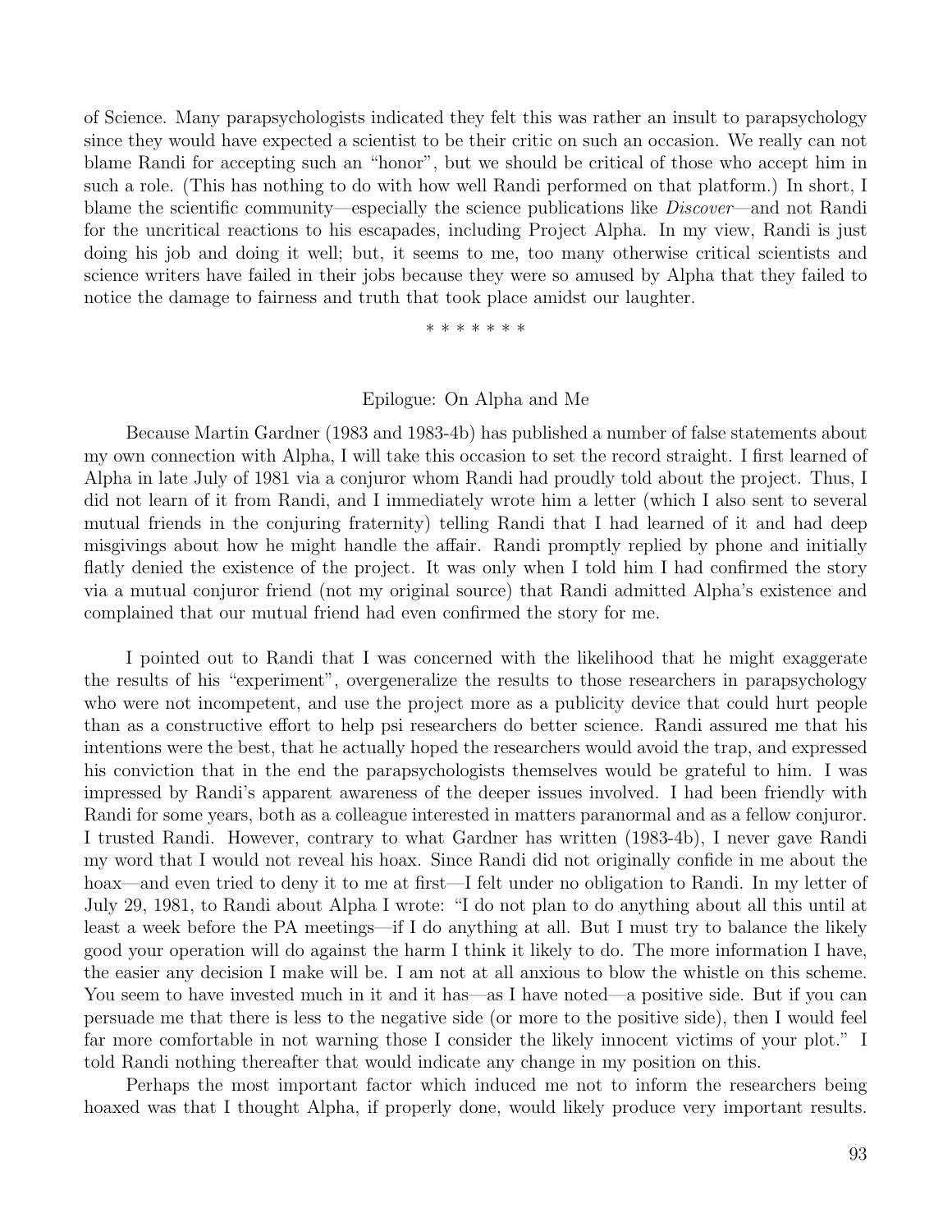of Science. Many parapsychologists indicated they felt this was rather an insult to parapsychology since they would have expected a scientist to be their critic on such an occasion. We really can not blame Randi for accepting such an "honor", but we should be critical of those who accept him in such a role. (This has nothing to do with how well Randi performed on that platform.) In short, I blame the scientific community—especially the science publications like *Discover*—and not Randi for the uncritical reactions to his escapades, including Project Alpha. In my view, Randi is just doing his job and doing it well; but, it seems to me, too many otherwise critical scientists and science writers have failed in their jobs because they were so amused by Alpha that they failed to notice the damage to fairness and truth that took place amidst our laughter.

\* \* \* \* \* \* \*

## Epilogue: On Alpha and Me

Because Martin Gardner (1983 and 1983-4b) has published a number of false statements about my own connection with Alpha, I will take this occasion to set the record straight. I first learned of Alpha in late July of 1981 via a conjuror whom Randi had proudly told about the project. Thus, I did not learn of it from Randi, and I immediately wrote him a letter (which I also sent to several mutual friends in the conjuring fraternity) telling Randi that I had learned of it and had deep misgivings about how he might handle the affair. Randi promptly replied by phone and initially flatly denied the existence of the project. It was only when I told him I had confirmed the story via a mutual conjuror friend (not my original source) that Randi admitted Alpha's existence and complained that our mutual friend had even confirmed the story for me.

I pointed out to Randi that I was concerned with the likelihood that he might exaggerate the results of his "experiment", overgeneralize the results to those researchers in parapsychology who were not incompetent, and use the project more as a publicity device that could hurt people than as a constructive effort to help psi researchers do better science. Randi assured me that his intentions were the best, that he actually hoped the researchers would avoid the trap, and expressed his conviction that in the end the parapsychologists themselves would be grateful to him. I was impressed by Randi's apparent awareness of the deeper issues involved. I had been friendly with Randi for some years, both as a colleague interested in matters paranormal and as a fellow conjuror. I trusted Randi. However, contrary to what Gardner has written (1983-4b), I never gave Randi my word that I would not reveal his hoax. Since Randi did not originally confide in me about the hoax—and even tried to deny it to me at first—I felt under no obligation to Randi. In my letter of July 29, 1981, to Randi about Alpha I wrote: "I do not plan to do anything about all this until at least a week before the PA meetings—if I do anything at all. But I must try to balance the likely good your operation will do against the harm I think it likely to do. The more information I have, the easier any decision I make will be. I am not at all anxious to blow the whistle on this scheme. You seem to have invested much in it and it has—as I have noted—a positive side. But if you can persuade me that there is less to the negative side (or more to the positive side), then I would feel far more comfortable in not warning those I consider the likely innocent victims of your plot." I told Randi nothing thereafter that would indicate any change in my position on this.

Perhaps the most important factor which induced me not to inform the researchers being hoaxed was that I thought Alpha, if properly done, would likely produce very important results.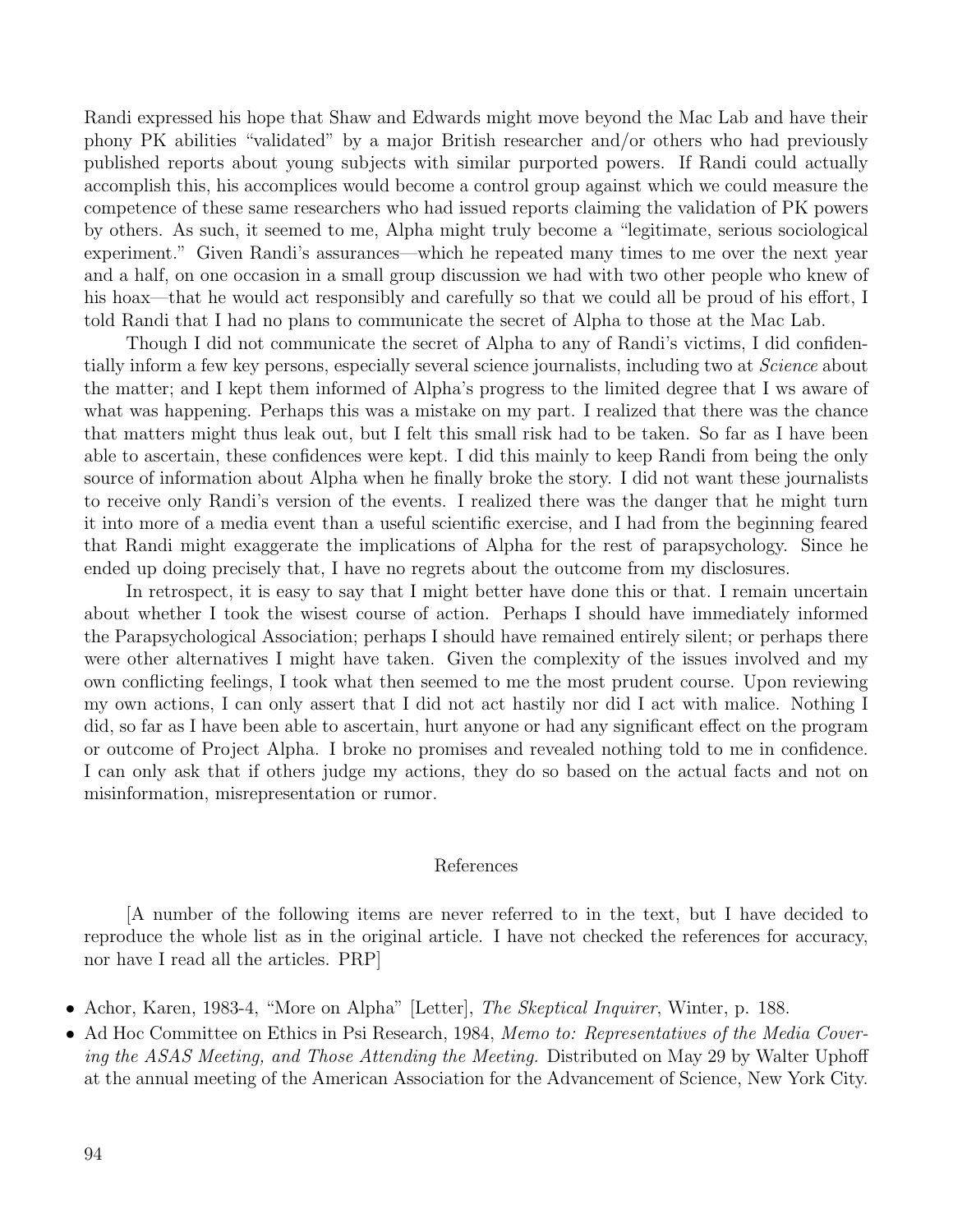Randi expressed his hope that Shaw and Edwards might move beyond the Mac Lab and have their phony PK abilities "validated" by a major British researcher and/or others who had previously published reports about young subjects with similar purported powers. If Randi could actually accomplish this, his accomplices would become a control group against which we could measure the competence of these same researchers who had issued reports claiming the validation of PK powers by others. As such, it seemed to me, Alpha might truly become a "legitimate, serious sociological experiment." Given Randi's assurances—which he repeated many times to me over the next year and a half, on one occasion in a small group discussion we had with two other people who knew of his hoax—that he would act responsibly and carefully so that we could all be proud of his effort, I told Randi that I had no plans to communicate the secret of Alpha to those at the Mac Lab.

Though I did not communicate the secret of Alpha to any of Randi's victims, I did confidentially inform a few key persons, especially several science journalists, including two at *Science* about the matter; and I kept them informed of Alpha's progress to the limited degree that I ws aware of what was happening. Perhaps this was a mistake on my part. I realized that there was the chance that matters might thus leak out, but I felt this small risk had to be taken. So far as I have been able to ascertain, these confidences were kept. I did this mainly to keep Randi from being the only source of information about Alpha when he finally broke the story. I did not want these journalists to receive only Randi's version of the events. I realized there was the danger that he might turn it into more of a media event than a useful scientific exercise, and I had from the beginning feared that Randi might exaggerate the implications of Alpha for the rest of parapsychology. Since he ended up doing precisely that, I have no regrets about the outcome from my disclosures.

In retrospect, it is easy to say that I might better have done this or that. I remain uncertain about whether I took the wisest course of action. Perhaps I should have immediately informed the Parapsychological Association; perhaps I should have remained entirely silent; or perhaps there were other alternatives I might have taken. Given the complexity of the issues involved and my own conflicting feelings, I took what then seemed to me the most prudent course. Upon reviewing my own actions, I can only assert that I did not act hastily nor did I act with malice. Nothing I did, so far as I have been able to ascertain, hurt anyone or had any significant effect on the program or outcome of Project Alpha. I broke no promises and revealed nothing told to me in confidence. I can only ask that if others judge my actions, they do so based on the actual facts and not on misinformation, misrepresentation or rumor.

## References

[A number of the following items are never referred to in the text, but I have decided to reproduce the whole list as in the original article. I have not checked the references for accuracy, nor have I read all the articles. PRP]

- Achor, Karen, 1983-4, "More on Alpha" [Letter], *The Skeptical Inquirer*, Winter, p. 188.
- Ad Hoc Committee on Ethics in Psi Research, 1984, *Memo to: Representatives of the Media Covering the ASAS Meeting, and Those Attending the Meeting.* Distributed on May 29 by Walter Uphoff at the annual meeting of the American Association for the Advancement of Science, New York City.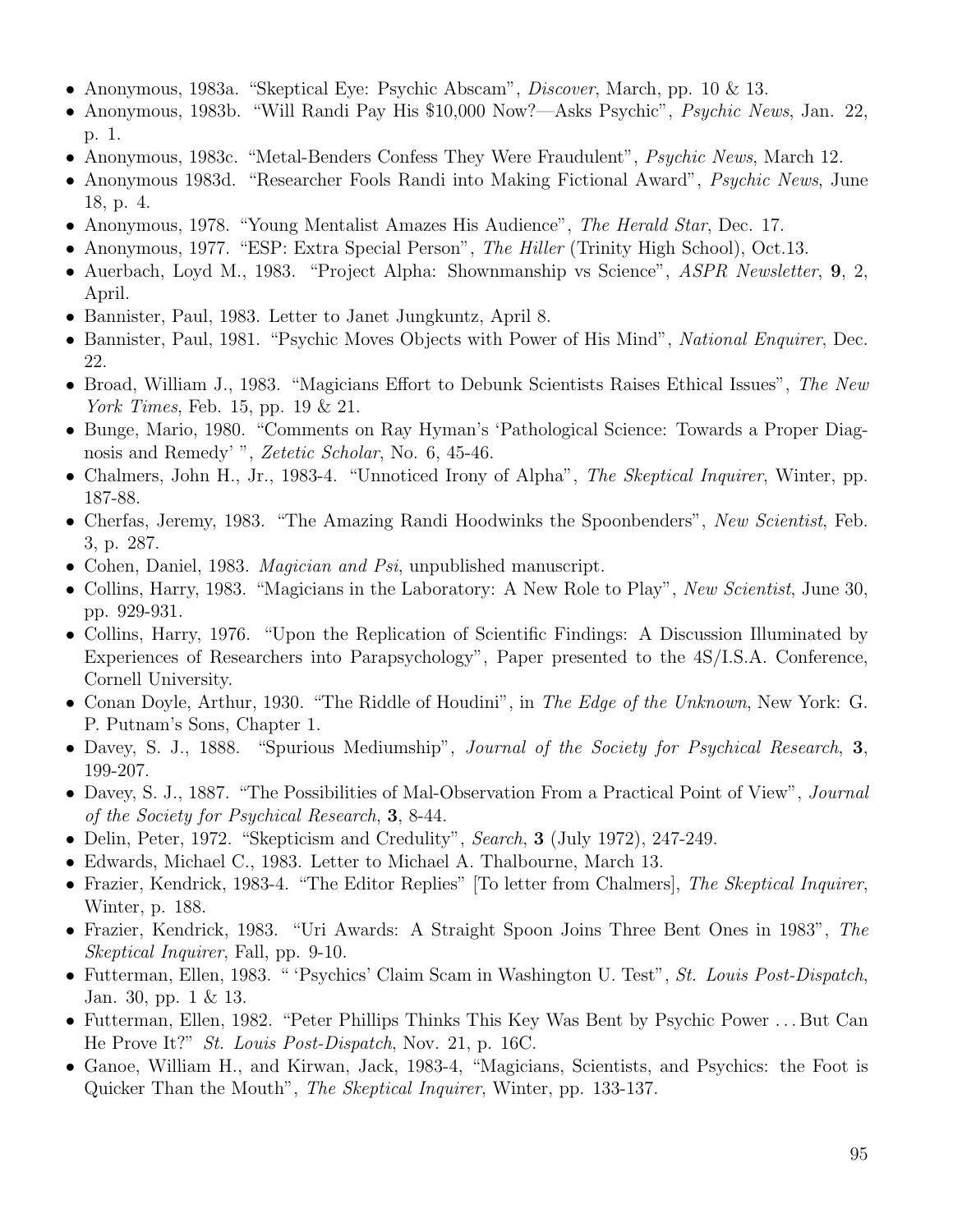- Anonymous, 1983a. "Skeptical Eye: Psychic Abscam", *Discover*, March, pp. 10 & 13.
- Anonymous, 1983b. "Will Randi Pay His $10,000 Now?—Asks Psychic", *Psychic News*, Jan. 22, p. 1.
- Anonymous, 1983c. "Metal-Benders Confess They Were Fraudulent", *Psychic News*, March 12.
- Anonymous 1983d. "Researcher Fools Randi into Making Fictional Award", *Psychic News*, June 18, p. 4.
- Anonymous, 1978. "Young Mentalist Amazes His Audience", *The Herald Star*, Dec. 17.
- Anonymous, 1977. "ESP: Extra Special Person", *The Hiller* (Trinity High School), Oct.13.
- Auerbach, Loyd M., 1983. "Project Alpha: Shownmanship vs Science", *ASPR Newsletter*, **9**, 2, April.
- Bannister, Paul, 1983. Letter to Janet Jungkuntz, April 8.
- Bannister, Paul, 1981. "Psychic Moves Objects with Power of His Mind", *National Enquirer*, Dec. 22.
- Broad, William J., 1983. "Magicians Effort to Debunk Scientists Raises Ethical Issues", *The New York Times*, Feb. 15, pp. 19 & 21.
- Bunge, Mario, 1980. "Comments on Ray Hyman's 'Pathological Science: Towards a Proper Diagnosis and Remedy' ", *Zetetic Scholar*, No. 6, 45-46.
- Chalmers, John H., Jr., 1983-4. "Unnoticed Irony of Alpha", *The Skeptical Inquirer*, Winter, pp. 187-88.
- Cherfas, Jeremy, 1983. "The Amazing Randi Hoodwinks the Spoonbenders", *New Scientist*, Feb. 3, p. 287.
- Cohen, Daniel, 1983. *Magician and Psi*, unpublished manuscript.
- Collins, Harry, 1983. "Magicians in the Laboratory: A New Role to Play", *New Scientist*, June 30, pp. 929-931.
- Collins, Harry, 1976. "Upon the Replication of Scientific Findings: A Discussion Illuminated by Experiences of Researchers into Parapsychology", Paper presented to the 4S/I.S.A. Conference, Cornell University.
- Conan Doyle, Arthur, 1930. "The Riddle of Houdini", in *The Edge of the Unknown*, New York: G. P. Putnam's Sons, Chapter 1.
- Davey, S. J., 1888. "Spurious Mediumship", *Journal of the Society for Psychical Research*, **3**, 199-207.
- Davey, S. J., 1887. "The Possibilities of Mal-Observation From a Practical Point of View", *Journal of the Society for Psychical Research*, **3**, 8-44.
- Delin, Peter, 1972. "Skepticism and Credulity", *Search*, **3** (July 1972), 247-249.
- Edwards, Michael C., 1983. Letter to Michael A. Thalbourne, March 13.
- Frazier, Kendrick, 1983-4. "The Editor Replies" [To letter from Chalmers], *The Skeptical Inquirer*, Winter, p. 188.
- Frazier, Kendrick, 1983. "Uri Awards: A Straight Spoon Joins Three Bent Ones in 1983", *The Skeptical Inquirer*, Fall, pp. 9-10.
- Futterman, Ellen, 1983. " 'Psychics' Claim Scam in Washington U. Test", *St. Louis Post-Dispatch*, Jan. 30, pp. 1 & 13.
- Futterman, Ellen, 1982. "Peter Phillips Thinks This Key Was Bent by Psychic Power . . . But Can He Prove It?" *St. Louis Post-Dispatch*, Nov. 21, p. 16C.
- Ganoe, William H., and Kirwan, Jack, 1983-4, "Magicians, Scientists, and Psychics: the Foot is Quicker Than the Mouth", *The Skeptical Inquirer*, Winter, pp. 133-137.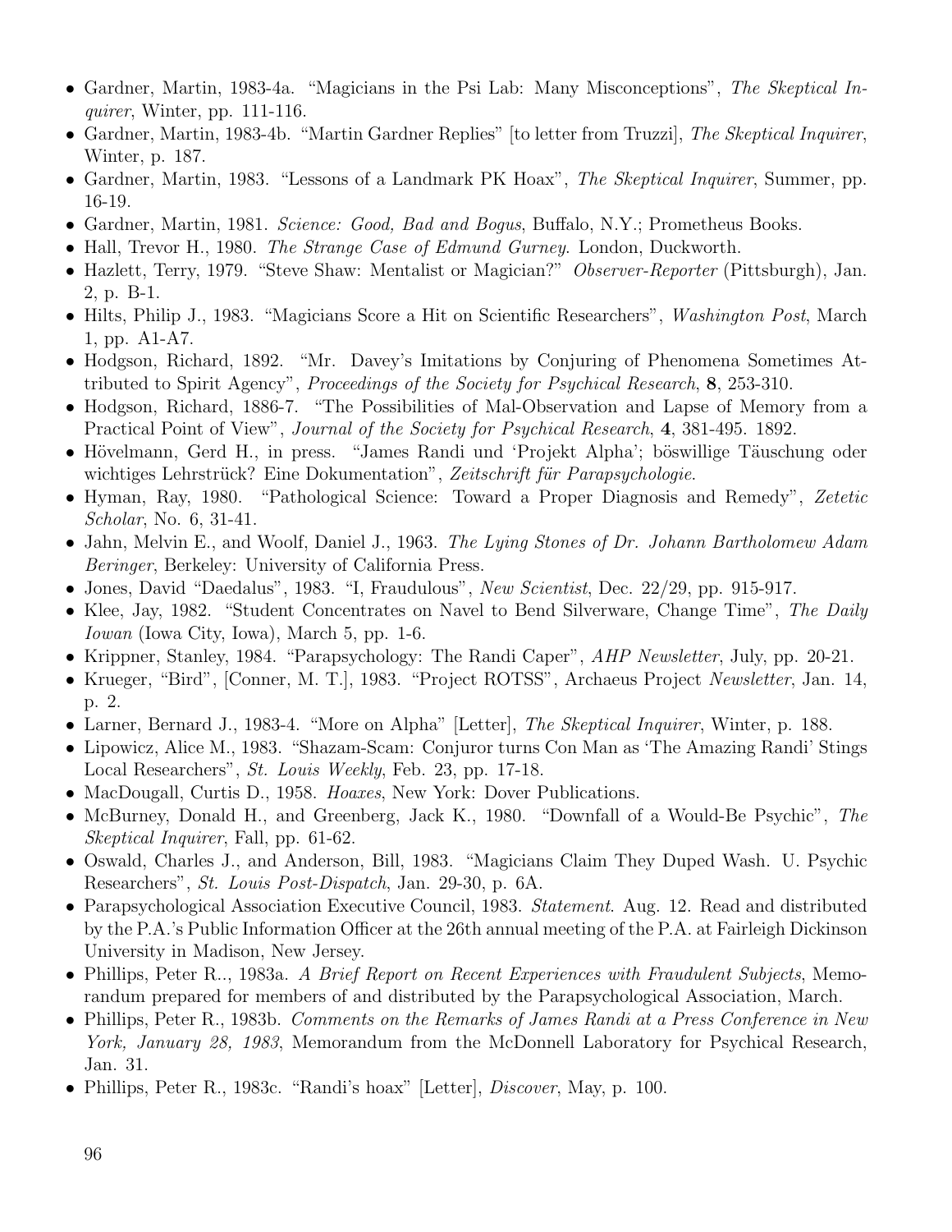- Gardner, Martin, 1983-4a. "Magicians in the Psi Lab: Many Misconceptions", *The Skeptical Inquirer*, Winter, pp. 111-116.
- Gardner, Martin, 1983-4b. "Martin Gardner Replies" [to letter from Truzzi], *The Skeptical Inquirer*, Winter, p. 187.
- Gardner, Martin, 1983. "Lessons of a Landmark PK Hoax", *The Skeptical Inquirer*, Summer, pp. 16-19.
- Gardner, Martin, 1981. *Science: Good, Bad and Bogus*, Buffalo, N.Y.; Prometheus Books.
- Hall, Trevor H., 1980. *The Strange Case of Edmund Gurney*. London, Duckworth.
- Hazlett, Terry, 1979. "Steve Shaw: Mentalist or Magician?" *Observer-Reporter* (Pittsburgh), Jan. 2, p. B-1.
- Hilts, Philip J., 1983. "Magicians Score a Hit on Scientific Researchers", *Washington Post*, March 1, pp. A1-A7.
- Hodgson, Richard, 1892. "Mr. Davey's Imitations by Conjuring of Phenomena Sometimes Attributed to Spirit Agency", *Proceedings of the Society for Psychical Research*, **8**, 253-310.
- Hodgson, Richard, 1886-7. "The Possibilities of Mal-Observation and Lapse of Memory from a Practical Point of View", *Journal of the Society for Psychical Research*, **4**, 381-495. 1892.
- Hövelmann, Gerd H., in press. "James Randi und 'Projekt Alpha'; böswillige Täuschung oder wichtiges Lehrstrück? Eine Dokumentation", *Zeitschrift für Parapsychologie*.
- Hyman, Ray, 1980. "Pathological Science: Toward a Proper Diagnosis and Remedy", *Zetetic Scholar*, No. 6, 31-41.
- Jahn, Melvin E., and Woolf, Daniel J., 1963. *The Lying Stones of Dr. Johann Bartholomew Adam Beringer*, Berkeley: University of California Press.
- Jones, David "Daedalus", 1983. "I, Fraudulous", *New Scientist*, Dec. 22/29, pp. 915-917.
- Klee, Jay, 1982. "Student Concentrates on Navel to Bend Silverware, Change Time", *The Daily Iowan* (Iowa City, Iowa), March 5, pp. 1-6.
- Krippner, Stanley, 1984. "Parapsychology: The Randi Caper", *AHP Newsletter*, July, pp. 20-21.
- Krueger, "Bird", [Conner, M. T.], 1983. "Project ROTSS", Archaeus Project *Newsletter*, Jan. 14, p. 2.
- Larner, Bernard J., 1983-4. "More on Alpha" [Letter], *The Skeptical Inquirer*, Winter, p. 188.
- Lipowicz, Alice M., 1983. "Shazam-Scam: Conjuror turns Con Man as 'The Amazing Randi' Stings Local Researchers", *St. Louis Weekly*, Feb. 23, pp. 17-18.
- MacDougall, Curtis D., 1958. *Hoaxes*, New York: Dover Publications.
- McBurney, Donald H., and Greenberg, Jack K., 1980. "Downfall of a Would-Be Psychic", *The Skeptical Inquirer*, Fall, pp. 61-62.
- Oswald, Charles J., and Anderson, Bill, 1983. "Magicians Claim They Duped Wash. U. Psychic Researchers", *St. Louis Post-Dispatch*, Jan. 29-30, p. 6A.
- Parapsychological Association Executive Council, 1983. *Statement*. Aug. 12. Read and distributed by the P.A.'s Public Information Officer at the 26th annual meeting of the P.A. at Fairleigh Dickinson University in Madison, New Jersey.
- Phillips, Peter R.., 1983a. *A Brief Report on Recent Experiences with Fraudulent Subjects*, Memorandum prepared for members of and distributed by the Parapsychological Association, March.
- Phillips, Peter R., 1983b. *Comments on the Remarks of James Randi at a Press Conference in New York, January 28, 1983*, Memorandum from the McDonnell Laboratory for Psychical Research, Jan. 31.
- Phillips, Peter R., 1983c. "Randi's hoax" [Letter], *Discover*, May, p. 100.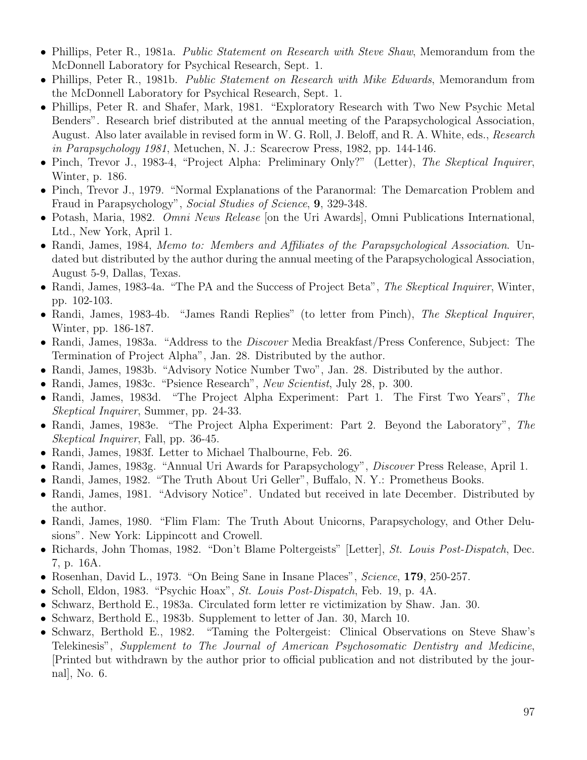- Phillips, Peter R., 1981a. *Public Statement on Research with Steve Shaw*, Memorandum from the McDonnell Laboratory for Psychical Research, Sept. 1.
- Phillips, Peter R., 1981b. *Public Statement on Research with Mike Edwards*, Memorandum from the McDonnell Laboratory for Psychical Research, Sept. 1.
- Phillips, Peter R. and Shafer, Mark, 1981. "Exploratory Research with Two New Psychic Metal Benders". Research brief distributed at the annual meeting of the Parapsychological Association, August. Also later available in revised form in W. G. Roll, J. Beloff, and R. A. White, eds., *Research in Parapsychology 1981*, Metuchen, N. J.: Scarecrow Press, 1982, pp. 144-146.
- Pinch, Trevor J., 1983-4, "Project Alpha: Preliminary Only?" (Letter), *The Skeptical Inquirer*, Winter, p. 186.
- Pinch, Trevor J., 1979. "Normal Explanations of the Paranormal: The Demarcation Problem and Fraud in Parapsychology", *Social Studies of Science*, **9**, 329-348.
- Potash, Maria, 1982. *Omni News Release* [on the Uri Awards], Omni Publications International, Ltd., New York, April 1.
- Randi, James, 1984, *Memo to: Members and Affiliates of the Parapsychological Association*. Undated but distributed by the author during the annual meeting of the Parapsychological Association, August 5-9, Dallas, Texas.
- Randi, James, 1983-4a. "The PA and the Success of Project Beta", *The Skeptical Inquirer*, Winter, pp. 102-103.
- Randi, James, 1983-4b. "James Randi Replies" (to letter from Pinch), *The Skeptical Inquirer*, Winter, pp. 186-187.
- Randi, James, 1983a. "Address to the *Discover* Media Breakfast/Press Conference, Subject: The Termination of Project Alpha", Jan. 28. Distributed by the author.
- Randi, James, 1983b. "Advisory Notice Number Two", Jan. 28. Distributed by the author.
- Randi, James, 1983c. "Psience Research", *New Scientist*, July 28, p. 300.
- Randi, James, 1983d. "The Project Alpha Experiment: Part 1. The First Two Years", *The Skeptical Inquirer*, Summer, pp. 24-33.
- Randi, James, 1983e. "The Project Alpha Experiment: Part 2. Beyond the Laboratory", *The Skeptical Inquirer*, Fall, pp. 36-45.
- Randi, James, 1983f. Letter to Michael Thalbourne, Feb. 26.
- Randi, James, 1983g. "Annual Uri Awards for Parapsychology", *Discover* Press Release, April 1.
- Randi, James, 1982. "The Truth About Uri Geller", Buffalo, N. Y.: Prometheus Books.
- Randi, James, 1981. "Advisory Notice". Undated but received in late December. Distributed by the author.
- Randi, James, 1980. "Flim Flam: The Truth About Unicorns, Parapsychology, and Other Delusions". New York: Lippincott and Crowell.
- Richards, John Thomas, 1982. "Don't Blame Poltergeists" [Letter], *St. Louis Post-Dispatch*, Dec. 7, p. 16A.
- Rosenhan, David L., 1973. "On Being Sane in Insane Places", *Science*, **179**, 250-257.
- Scholl, Eldon, 1983. "Psychic Hoax", *St. Louis Post-Dispatch*, Feb. 19, p. 4A.
- Schwarz, Berthold E., 1983a. Circulated form letter re victimization by Shaw. Jan. 30.
- Schwarz, Berthold E., 1983b. Supplement to letter of Jan. 30, March 10.
- Schwarz, Berthold E., 1982. "Taming the Poltergeist: Clinical Observations on Steve Shaw's Telekinesis", *Supplement to The Journal of American Psychosomatic Dentistry and Medicine*, [Printed but withdrawn by the author prior to official publication and not distributed by the journal], No. 6.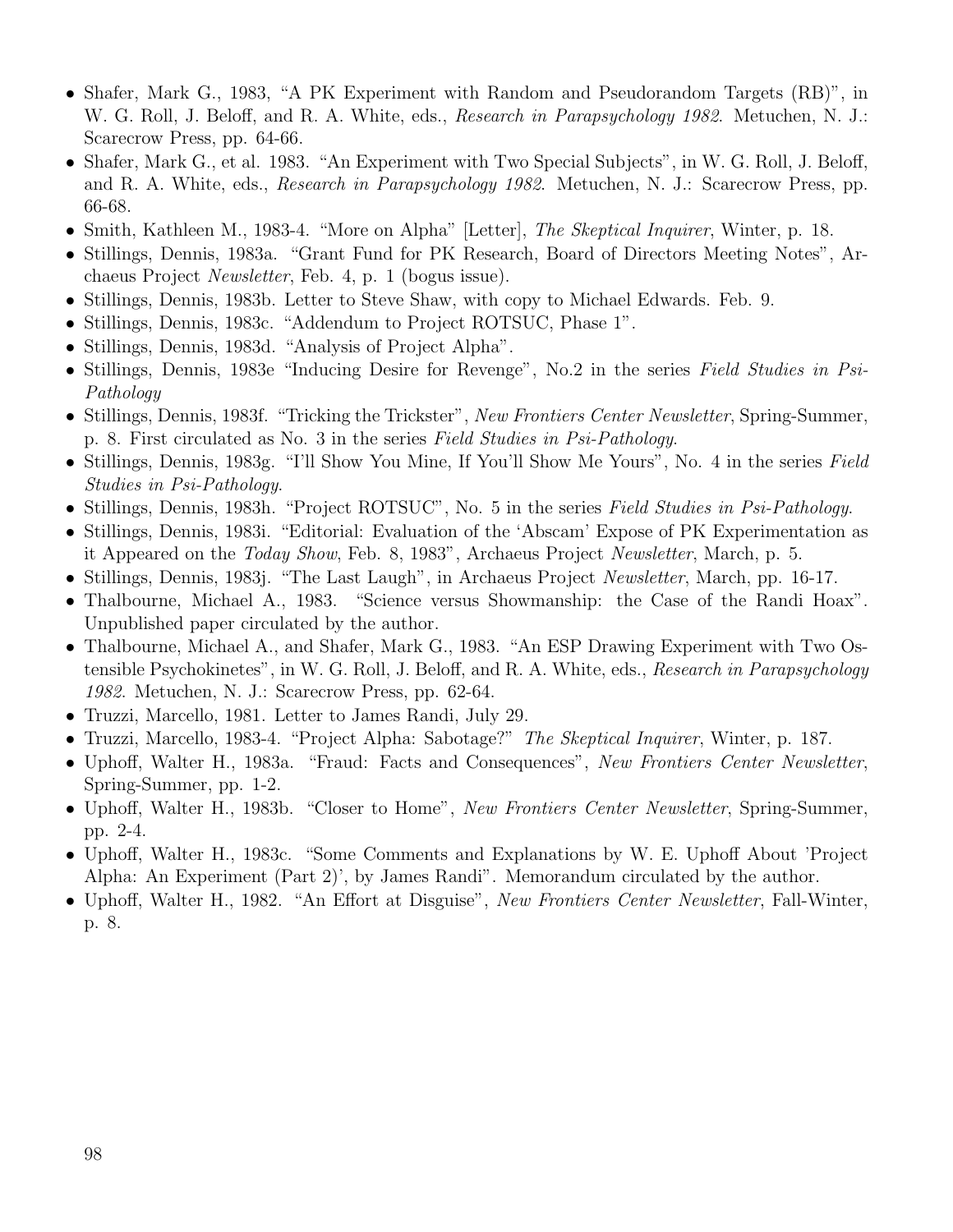- Shafer, Mark G., 1983, "A PK Experiment with Random and Pseudorandom Targets (RB)", in W. G. Roll, J. Beloff, and R. A. White, eds., *Research in Parapsychology 1982*. Metuchen, N. J.: Scarecrow Press, pp. 64-66.
- Shafer, Mark G., et al. 1983. "An Experiment with Two Special Subjects", in W. G. Roll, J. Beloff, and R. A. White, eds., *Research in Parapsychology 1982*. Metuchen, N. J.: Scarecrow Press, pp. 66-68.
- Smith, Kathleen M., 1983-4. "More on Alpha" [Letter], *The Skeptical Inquirer*, Winter, p. 18.
- Stillings, Dennis, 1983a. "Grant Fund for PK Research, Board of Directors Meeting Notes", Archaeus Project *Newsletter*, Feb. 4, p. 1 (bogus issue).
- Stillings, Dennis, 1983b. Letter to Steve Shaw, with copy to Michael Edwards. Feb. 9.
- Stillings, Dennis, 1983c. "Addendum to Project ROTSUC, Phase 1".
- Stillings, Dennis, 1983d. "Analysis of Project Alpha".
- Stillings, Dennis, 1983e "Inducing Desire for Revenge", No.2 in the series *Field Studies in Psi-Pathology*
- Stillings, Dennis, 1983f. "Tricking the Trickster", *New Frontiers Center Newsletter*, Spring-Summer, p. 8. First circulated as No. 3 in the series *Field Studies in Psi-Pathology*.
- Stillings, Dennis, 1983g. "I'll Show You Mine, If You'll Show Me Yours", No. 4 in the series *Field Studies in Psi-Pathology*.
- Stillings, Dennis, 1983h. "Project ROTSUC", No. 5 in the series *Field Studies in Psi-Pathology*.
- Stillings, Dennis, 1983i. "Editorial: Evaluation of the 'Abscam' Expose of PK Experimentation as it Appeared on the *Today Show*, Feb. 8, 1983", Archaeus Project *Newsletter*, March, p. 5.
- Stillings, Dennis, 1983j. "The Last Laugh", in Archaeus Project *Newsletter*, March, pp. 16-17.
- Thalbourne, Michael A., 1983. "Science versus Showmanship: the Case of the Randi Hoax". Unpublished paper circulated by the author.
- Thalbourne, Michael A., and Shafer, Mark G., 1983. "An ESP Drawing Experiment with Two Ostensible Psychokinetes", in W. G. Roll, J. Beloff, and R. A. White, eds., *Research in Parapsychology 1982*. Metuchen, N. J.: Scarecrow Press, pp. 62-64.
- Truzzi, Marcello, 1981. Letter to James Randi, July 29.
- Truzzi, Marcello, 1983-4. "Project Alpha: Sabotage?" *The Skeptical Inquirer*, Winter, p. 187.
- Uphoff, Walter H., 1983a. "Fraud: Facts and Consequences", *New Frontiers Center Newsletter*, Spring-Summer, pp. 1-2.
- Uphoff, Walter H., 1983b. "Closer to Home", *New Frontiers Center Newsletter*, Spring-Summer, pp. 2-4.
- Uphoff, Walter H., 1983c. "Some Comments and Explanations by W. E. Uphoff About 'Project Alpha: An Experiment (Part 2)', by James Randi". Memorandum circulated by the author.
- Uphoff, Walter H., 1982. "An Effort at Disguise", *New Frontiers Center Newsletter*, Fall-Winter, p. 8.